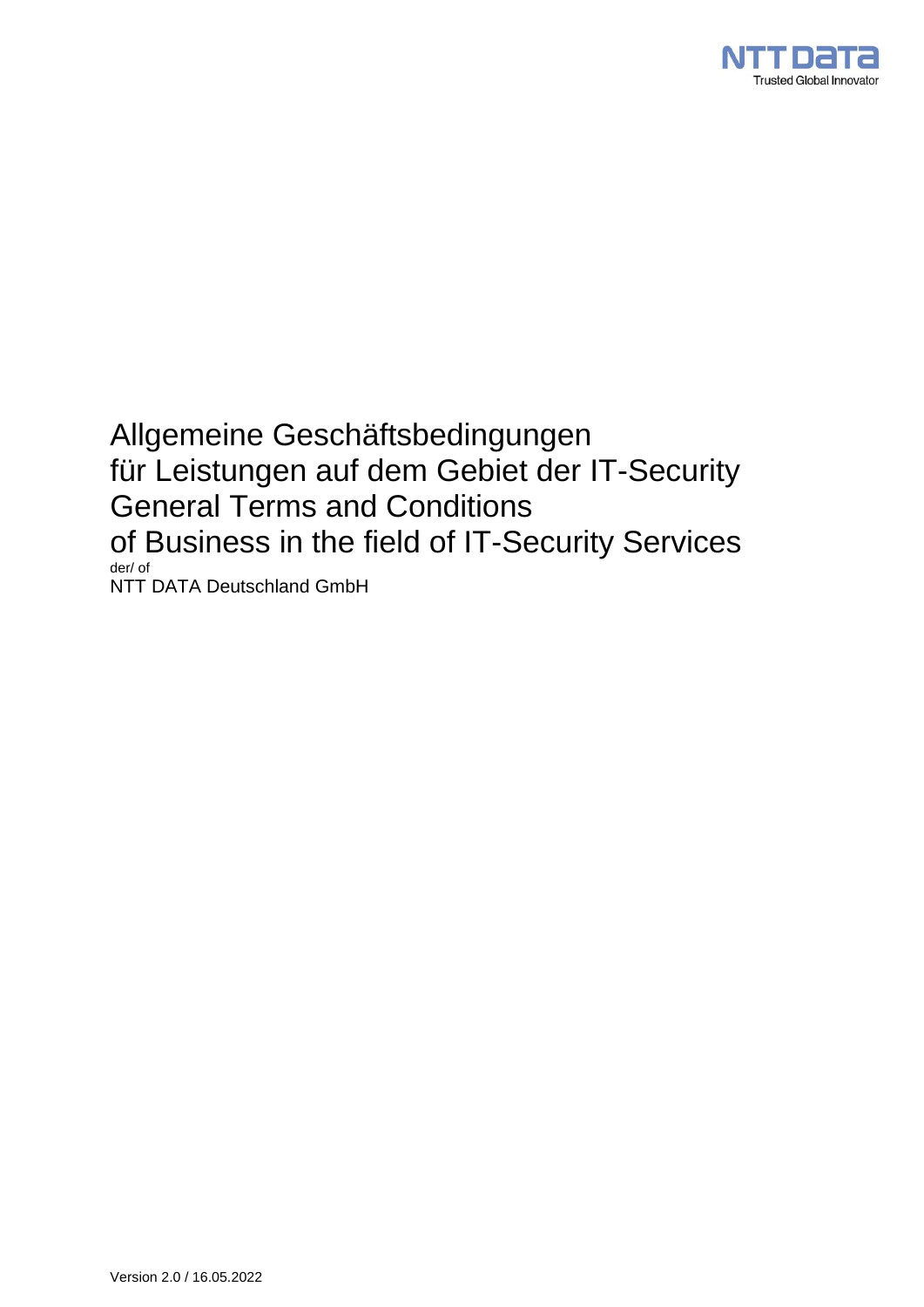# Allgemeine Geschäftsbedingungen für Leistungen auf dem Gebiet der IT-Security
# General Terms and Conditions of Business in the field of IT-Security Services

der/ of

NTT DATA Deutschland GmbH

Version 2.0 / 16.05.2022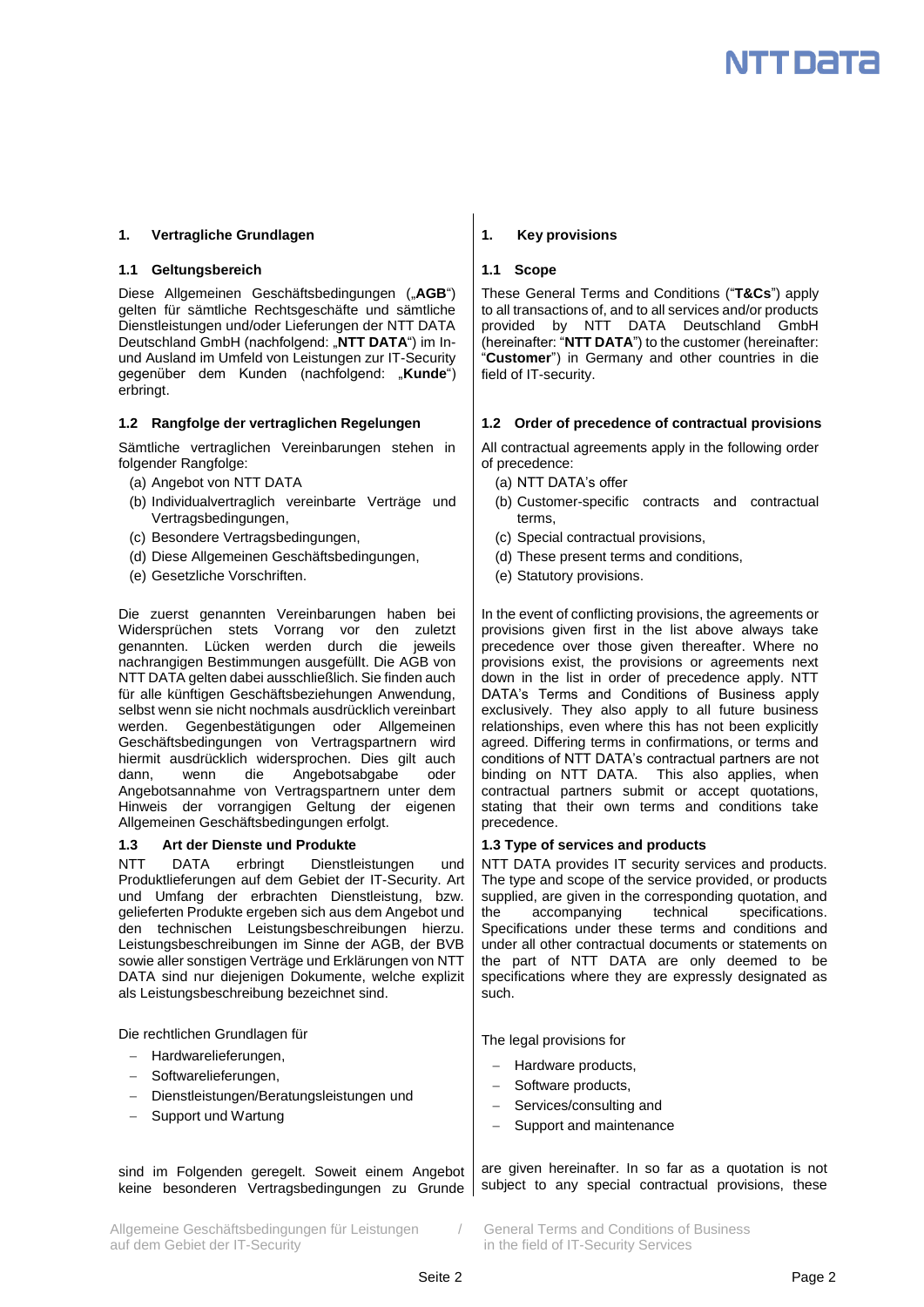## 1. Vertragliche Grundlagen

### 1.1 Geltungsbereich

Diese Allgemeinen Geschäftsbedingungen („**AGB**") gelten für sämtliche Rechtsgeschäfte und sämtliche Dienstleistungen und/oder Lieferungen der NTT DATA Deutschland GmbH (nachfolgend: „**NTT DATA**") im In- und Ausland im Umfeld von Leistungen zur IT-Security gegenüber dem Kunden (nachfolgend: „**Kunde**") erbringt.

### 1.2 Rangfolge der vertraglichen Regelungen

Sämtliche vertraglichen Vereinbarungen stehen in folgender Rangfolge:

(a) Angebot von NTT DATA
(b) Individualvertraglich vereinbarte Verträge und Vertragsbedingungen,
(c) Besondere Vertragsbedingungen,
(d) Diese Allgemeinen Geschäftsbedingungen,
(e) Gesetzliche Vorschriften.

Die zuerst genannten Vereinbarungen haben bei Widersprüchen stets Vorrang vor den zuletzt genannten. Lücken werden durch die jeweils nachrangigen Bestimmungen ausgefüllt. Die AGB von NTT DATA gelten dabei ausschließlich. Sie finden auch für alle künftigen Geschäftsbeziehungen Anwendung, selbst wenn sie nicht nochmals ausdrücklich vereinbart werden. Gegenbestätigungen oder Allgemeinen Geschäftsbedingungen von Vertragspartnern wird hiermit ausdrücklich widersprochen. Dies gilt auch dann, wenn die Angebotsabgabe oder Angebotsannahme von Vertragspartnern unter dem Hinweis der vorrangigen Geltung der eigenen Allgemeinen Geschäftsbedingungen erfolgt.

### 1.3 Art der Dienste und Produkte

NTT DATA erbringt Dienstleistungen und Produktlieferungen auf dem Gebiet der IT-Security. Art und Umfang der erbrachten Dienstleistung, bzw. gelieferten Produkte ergeben sich aus dem Angebot und den technischen Leistungsbeschreibungen hierzu. Leistungsbeschreibungen im Sinne der AGB, der BVB sowie aller sonstigen Verträge und Erklärungen von NTT DATA sind nur diejenigen Dokumente, welche explizit als Leistungsbeschreibung bezeichnet sind.

Die rechtlichen Grundlagen für

- Hardwarelieferungen,
- Softwarelieferungen,
- Dienstleistungen/Beratungsleistungen und
- Support und Wartung

sind im Folgenden geregelt. Soweit einem Angebot keine besonderen Vertragsbedingungen zu Grunde

## 1. Key provisions

### 1.1 Scope

These General Terms and Conditions ("**T&Cs**") apply to all transactions of, and to all services and/or products provided by NTT DATA Deutschland GmbH (hereinafter: "**NTT DATA**") to the customer (hereinafter: "**Customer**") in Germany and other countries in die field of IT-security.

### 1.2 Order of precedence of contractual provisions

All contractual agreements apply in the following order of precedence:

(a) NTT DATA's offer
(b) Customer-specific contracts and contractual terms,
(c) Special contractual provisions,
(d) These present terms and conditions,
(e) Statutory provisions.

In the event of conflicting provisions, the agreements or provisions given first in the list above always take precedence over those given thereafter. Where no provisions exist, the provisions or agreements next down in the list in order of precedence apply. NTT DATA's Terms and Conditions of Business apply exclusively. They also apply to all future business relationships, even where this has not been explicitly agreed. Differing terms in confirmations, or terms and conditions of NTT DATA's contractual partners are not binding on NTT DATA. This also applies, when contractual partners submit or accept quotations, stating that their own terms and conditions take precedence.

### 1.3 Type of services and products

NTT DATA provides IT security services and products. The type and scope of the service provided, or products supplied, are given in the corresponding quotation, and the accompanying technical specifications. Specifications under these terms and conditions and under all other contractual documents or statements on the part of NTT DATA are only deemed to be specifications where they are expressly designated as such.

The legal provisions for

- Hardware products,
- Software products,
- Services/consulting and
- Support and maintenance

are given hereinafter. In so far as a quotation is not subject to any special contractual provisions, these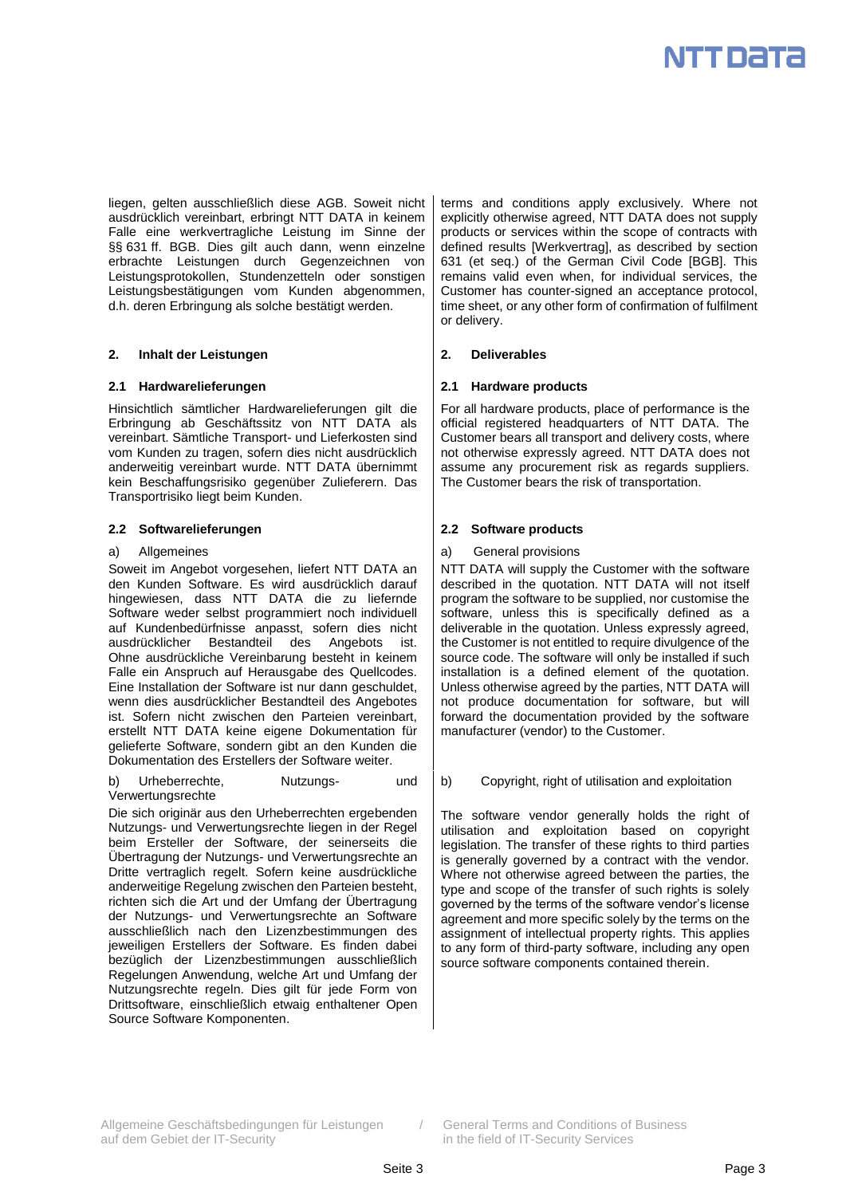liegen, gelten ausschließlich diese AGB. Soweit nicht ausdrücklich vereinbart, erbringt NTT DATA in keinem Falle eine werkvertragliche Leistung im Sinne der §§ 631 ff. BGB. Dies gilt auch dann, wenn einzelne erbrachte Leistungen durch Gegenzeichnen von Leistungsprotokollen, Stundenzetteln oder sonstigen Leistungsbestätigungen vom Kunden abgenommen, d.h. deren Erbringung als solche bestätigt werden.

terms and conditions apply exclusively. Where not explicitly otherwise agreed, NTT DATA does not supply products or services within the scope of contracts with defined results [Werkvertrag], as described by section 631 (et seq.) of the German Civil Code [BGB]. This remains valid even when, for individual services, the Customer has counter-signed an acceptance protocol, time sheet, or any other form of confirmation of fulfilment or delivery.

## 2. Inhalt der Leistungen

## 2. Deliverables

### 2.1 Hardwarelieferungen

Hinsichtlich sämtlicher Hardwarelieferungen gilt die Erbringung ab Geschäftssitz von NTT DATA als vereinbart. Sämtliche Transport- und Lieferkosten sind vom Kunden zu tragen, sofern dies nicht ausdrücklich anderweitig vereinbart wurde. NTT DATA übernimmt kein Beschaffungsrisiko gegenüber Zulieferern. Das Transportrisiko liegt beim Kunden.

### 2.1 Hardware products

For all hardware products, place of performance is the official registered headquarters of NTT DATA. The Customer bears all transport and delivery costs, where not otherwise expressly agreed. NTT DATA does not assume any procurement risk as regards suppliers. The Customer bears the risk of transportation.

### 2.2 Softwarelieferungen

a) Allgemeines

Soweit im Angebot vorgesehen, liefert NTT DATA an den Kunden Software. Es wird ausdrücklich darauf hingewiesen, dass NTT DATA die zu liefernde Software weder selbst programmiert noch individuell auf Kundenbedürfnisse anpasst, sofern dies nicht ausdrücklicher Bestandteil des Angebots ist. Ohne ausdrückliche Vereinbarung besteht in keinem Falle ein Anspruch auf Herausgabe des Quellcodes. Eine Installation der Software ist nur dann geschuldet, wenn dies ausdrücklicher Bestandteil des Angebotes ist. Sofern nicht zwischen den Parteien vereinbart, erstellt NTT DATA keine eigene Dokumentation für gelieferte Software, sondern gibt an den Kunden die Dokumentation des Erstellers der Software weiter.

### 2.2 Software products

a) General provisions

NTT DATA will supply the Customer with the software described in the quotation. NTT DATA will not itself program the software to be supplied, nor customise the software, unless this is specifically defined as a deliverable in the quotation. Unless expressly agreed, the Customer is not entitled to require divulgence of the source code. The software will only be installed if such installation is a defined element of the quotation. Unless otherwise agreed by the parties, NTT DATA will not produce documentation for software, but will forward the documentation provided by the software manufacturer (vendor) to the Customer.

b) Urheberrechte, Nutzungs- und Verwertungsrechte

Die sich originär aus den Urheberrechten ergebenden Nutzungs- und Verwertungsrechte liegen in der Regel beim Ersteller der Software, der seinerseits die Übertragung der Nutzungs- und Verwertungsrechte an Dritte vertraglich regelt. Sofern keine ausdrückliche anderweitige Regelung zwischen den Parteien besteht, richten sich die Art und der Umfang der Übertragung der Nutzungs- und Verwertungsrechte an Software ausschließlich nach den Lizenzbestimmungen des jeweiligen Erstellers der Software. Es finden dabei bezüglich der Lizenzbestimmungen ausschließlich Regelungen Anwendung, welche Art und Umfang der Nutzungsrechte regeln. Dies gilt für jede Form von Drittsoftware, einschließlich etwaig enthaltener Open Source Software Komponenten.

b) Copyright, right of utilisation and exploitation

The software vendor generally holds the right of utilisation and exploitation based on copyright legislation. The transfer of these rights to third parties is generally governed by a contract with the vendor. Where not otherwise agreed between the parties, the type and scope of the transfer of such rights is solely governed by the terms of the software vendor's license agreement and more specific solely by the terms on the assignment of intellectual property rights. This applies to any form of third-party software, including any open source software components contained therein.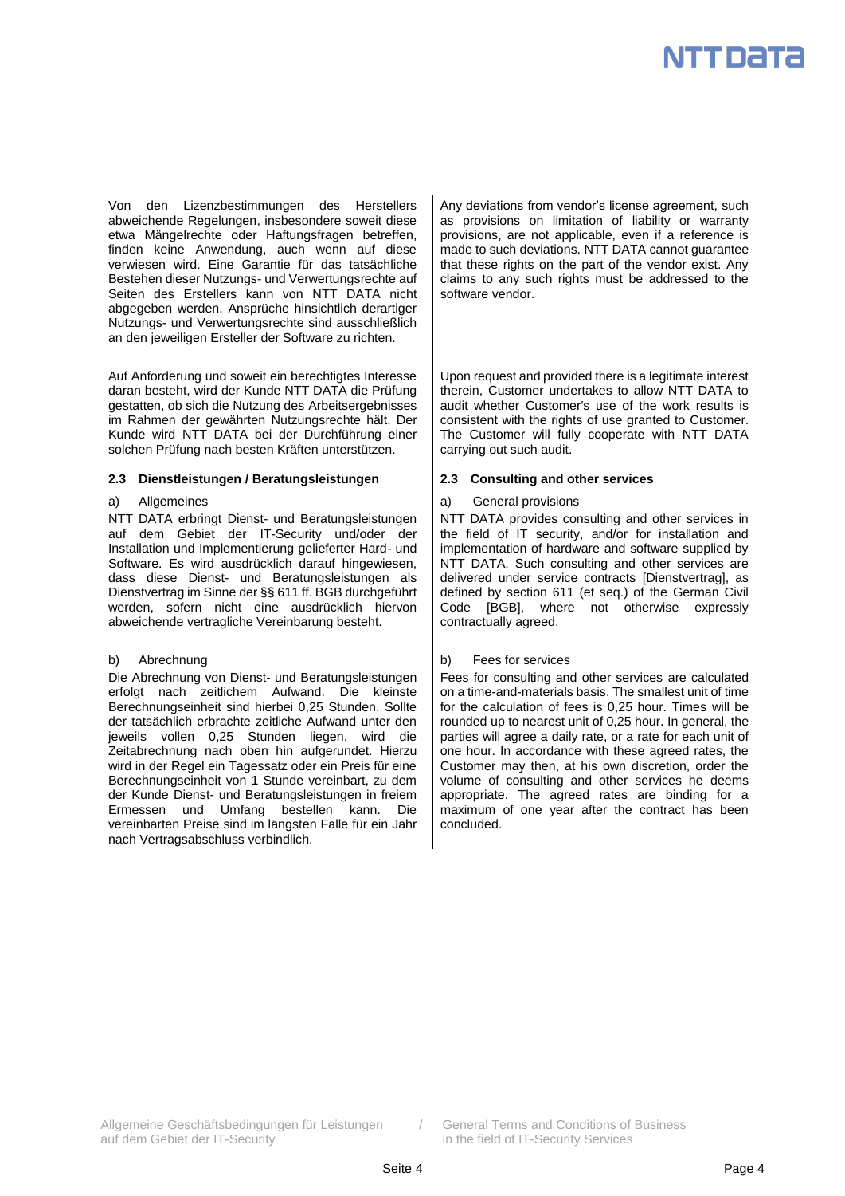Von den Lizenzbestimmungen des Herstellers abweichende Regelungen, insbesondere soweit diese etwa Mängelrechte oder Haftungsfragen betreffen, finden keine Anwendung, auch wenn auf diese verwiesen wird. Eine Garantie für das tatsächliche Bestehen dieser Nutzungs- und Verwertungsrechte auf Seiten des Erstellers kann von NTT DATA nicht abgegeben werden. Ansprüche hinsichtlich derartiger Nutzungs- und Verwertungsrechte sind ausschließlich an den jeweiligen Ersteller der Software zu richten.

Auf Anforderung und soweit ein berechtigtes Interesse daran besteht, wird der Kunde NTT DATA die Prüfung gestatten, ob sich die Nutzung des Arbeitsergebnisses im Rahmen der gewährten Nutzungsrechte hält. Der Kunde wird NTT DATA bei der Durchführung einer solchen Prüfung nach besten Kräften unterstützen.

### 2.3 Dienstleistungen / Beratungsleistungen

a) Allgemeines

NTT DATA erbringt Dienst- und Beratungsleistungen auf dem Gebiet der IT-Security und/oder der Installation und Implementierung gelieferter Hard- und Software. Es wird ausdrücklich darauf hingewiesen, dass diese Dienst- und Beratungsleistungen als Dienstvertrag im Sinne der §§ 611 ff. BGB durchgeführt werden, sofern nicht eine ausdrücklich hiervon abweichende vertragliche Vereinbarung besteht.

b) Abrechnung

Die Abrechnung von Dienst- und Beratungsleistungen erfolgt nach zeitlichem Aufwand. Die kleinste Berechnungseinheit sind hierbei 0,25 Stunden. Sollte der tatsächlich erbrachte zeitliche Aufwand unter den jeweils vollen 0,25 Stunden liegen, wird die Zeitabrechnung nach oben hin aufgerundet. Hierzu wird in der Regel ein Tagessatz oder ein Preis für eine Berechnungseinheit von 1 Stunde vereinbart, zu dem der Kunde Dienst- und Beratungsleistungen in freiem Ermessen und Umfang bestellen kann. Die vereinbarten Preise sind im längsten Falle für ein Jahr nach Vertragsabschluss verbindlich.

---

Any deviations from vendor's license agreement, such as provisions on limitation of liability or warranty provisions, are not applicable, even if a reference is made to such deviations. NTT DATA cannot guarantee that these rights on the part of the vendor exist. Any claims to any such rights must be addressed to the software vendor.

Upon request and provided there is a legitimate interest therein, Customer undertakes to allow NTT DATA to audit whether Customer's use of the work results is consistent with the rights of use granted to Customer. The Customer will fully cooperate with NTT DATA carrying out such audit.

### 2.3 Consulting and other services

a) General provisions

NTT DATA provides consulting and other services in the field of IT security, and/or for installation and implementation of hardware and software supplied by NTT DATA. Such consulting and other services are delivered under service contracts [Dienstvertrag], as defined by section 611 (et seq.) of the German Civil Code [BGB], where not otherwise expressly contractually agreed.

b) Fees for services

Fees for consulting and other services are calculated on a time-and-materials basis. The smallest unit of time for the calculation of fees is 0,25 hour. Times will be rounded up to nearest unit of 0,25 hour. In general, the parties will agree a daily rate, or a rate for each unit of one hour. In accordance with these agreed rates, the Customer may then, at his own discretion, order the volume of consulting and other services he deems appropriate. The agreed rates are binding for a maximum of one year after the contract has been concluded.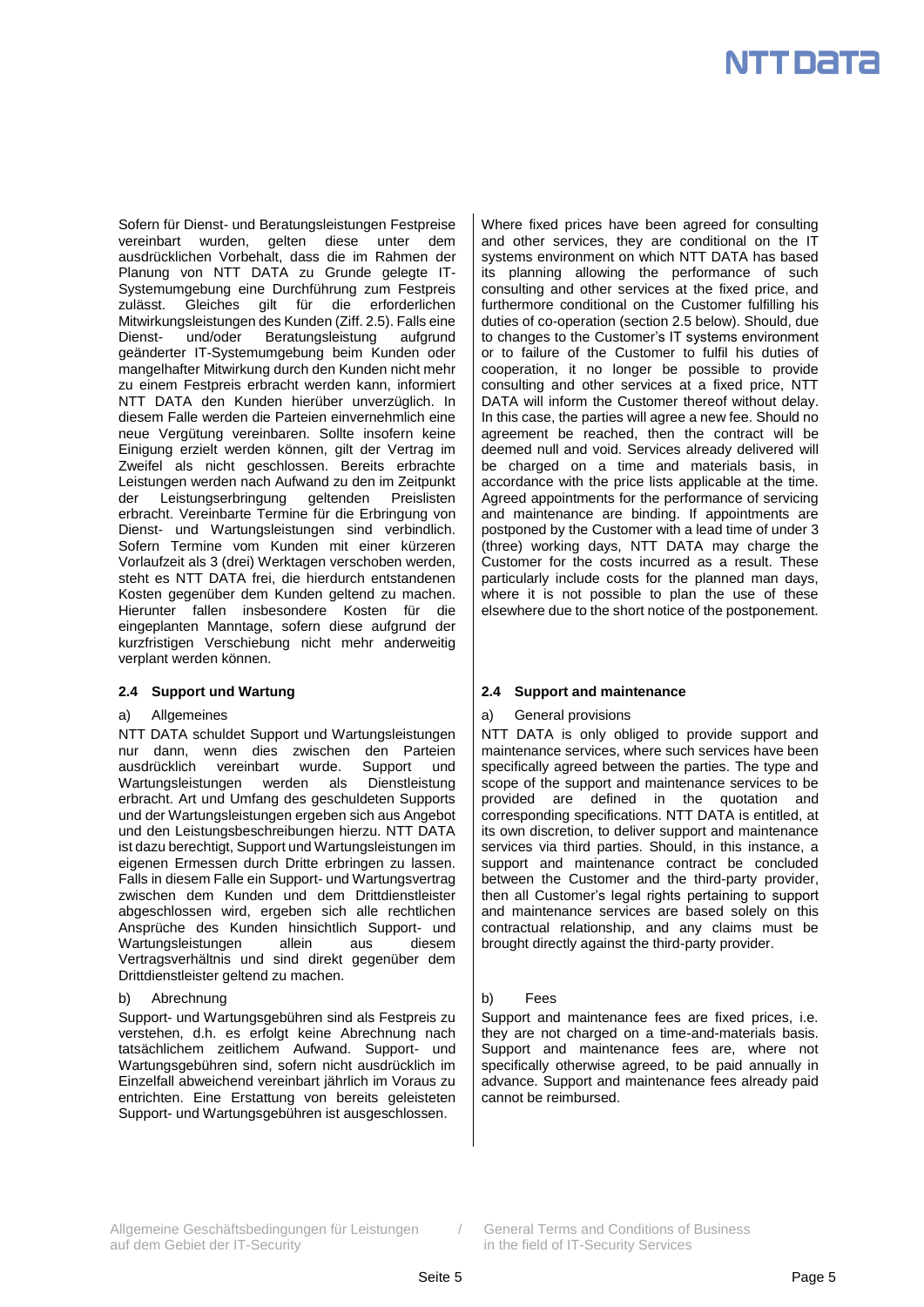Sofern für Dienst- und Beratungsleistungen Festpreise vereinbart wurden, gelten diese unter dem ausdrücklichen Vorbehalt, dass die im Rahmen der Planung von NTT DATA zu Grunde gelegte IT-Systemumgebung eine Durchführung zum Festpreis zulässt. Gleiches gilt für die erforderlichen Mitwirkungsleistungen des Kunden (Ziff. 2.5). Falls eine Dienst- und/oder Beratungsleistung aufgrund geänderter IT-Systemumgebung beim Kunden oder mangelhafter Mitwirkung durch den Kunden nicht mehr zu einem Festpreis erbracht werden kann, informiert NTT DATA den Kunden hierüber unverzüglich. In diesem Falle werden die Parteien einvernehmlich eine neue Vergütung vereinbaren. Sollte insofern keine Einigung erzielt werden können, gilt der Vertrag im Zweifel als nicht geschlossen. Bereits erbrachte Leistungen werden nach Aufwand zu den im Zeitpunkt der Leistungserbringung geltenden Preislisten erbracht. Vereinbarte Termine für die Erbringung von Dienst- und Wartungsleistungen sind verbindlich. Sofern Termine vom Kunden mit einer kürzeren Vorlaufzeit als 3 (drei) Werktagen verschoben werden, steht es NTT DATA frei, die hierdurch entstandenen Kosten gegenüber dem Kunden geltend zu machen. Hierunter fallen insbesondere Kosten für die eingeplanten Manntage, sofern diese aufgrund der kurzfristigen Verschiebung nicht mehr anderweitig verplant werden können.

### 2.4 Support und Wartung

a) Allgemeines

NTT DATA schuldet Support und Wartungsleistungen nur dann, wenn dies zwischen den Parteien ausdrücklich vereinbart wurde. Support und Wartungsleistungen werden als Dienstleistung erbracht. Art und Umfang des geschuldeten Supports und der Wartungsleistungen ergeben sich aus Angebot und den Leistungsbeschreibungen hierzu. NTT DATA ist dazu berechtigt, Support und Wartungsleistungen im eigenen Ermessen durch Dritte erbringen zu lassen. Falls in diesem Falle ein Support- und Wartungsvertrag zwischen dem Kunden und dem Drittdienstleister abgeschlossen wird, ergeben sich alle rechtlichen Ansprüche des Kunden hinsichtlich Support- und Wartungsleistungen allein aus diesem Vertragsverhältnis und sind direkt gegenüber dem Drittdienstleister geltend zu machen.

b) Abrechnung

Support- und Wartungsgebühren sind als Festpreis zu verstehen, d.h. es erfolgt keine Abrechnung nach tatsächlichem zeitlichem Aufwand. Support- und Wartungsgebühren sind, sofern nicht ausdrücklich im Einzelfall abweichend vereinbart jährlich im Voraus zu entrichten. Eine Erstattung von bereits geleisteten Support- und Wartungsgebühren ist ausgeschlossen.

Where fixed prices have been agreed for consulting and other services, they are conditional on the IT systems environment on which NTT DATA has based its planning allowing the performance of such consulting and other services at the fixed price, and furthermore conditional on the Customer fulfilling his duties of co-operation (section 2.5 below). Should, due to changes to the Customer's IT systems environment or to failure of the Customer to fulfil his duties of cooperation, it no longer be possible to provide consulting and other services at a fixed price, NTT DATA will inform the Customer thereof without delay. In this case, the parties will agree a new fee. Should no agreement be reached, then the contract will be deemed null and void. Services already delivered will be charged on a time and materials basis, in accordance with the price lists applicable at the time. Agreed appointments for the performance of servicing and maintenance are binding. If appointments are postponed by the Customer with a lead time of under 3 (three) working days, NTT DATA may charge the Customer for the costs incurred as a result. These particularly include costs for the planned man days, where it is not possible to plan the use of these elsewhere due to the short notice of the postponement.

### 2.4 Support and maintenance

a) General provisions

NTT DATA is only obliged to provide support and maintenance services, where such services have been specifically agreed between the parties. The type and scope of the support and maintenance services to be provided are defined in the quotation and corresponding specifications. NTT DATA is entitled, at its own discretion, to deliver support and maintenance services via third parties. Should, in this instance, a support and maintenance contract be concluded between the Customer and the third-party provider, then all Customer's legal rights pertaining to support and maintenance services are based solely on this contractual relationship, and any claims must be brought directly against the third-party provider.

b) Fees

Support and maintenance fees are fixed prices, i.e. they are not charged on a time-and-materials basis. Support and maintenance fees are, where not specifically otherwise agreed, to be paid annually in advance. Support and maintenance fees already paid cannot be reimbursed.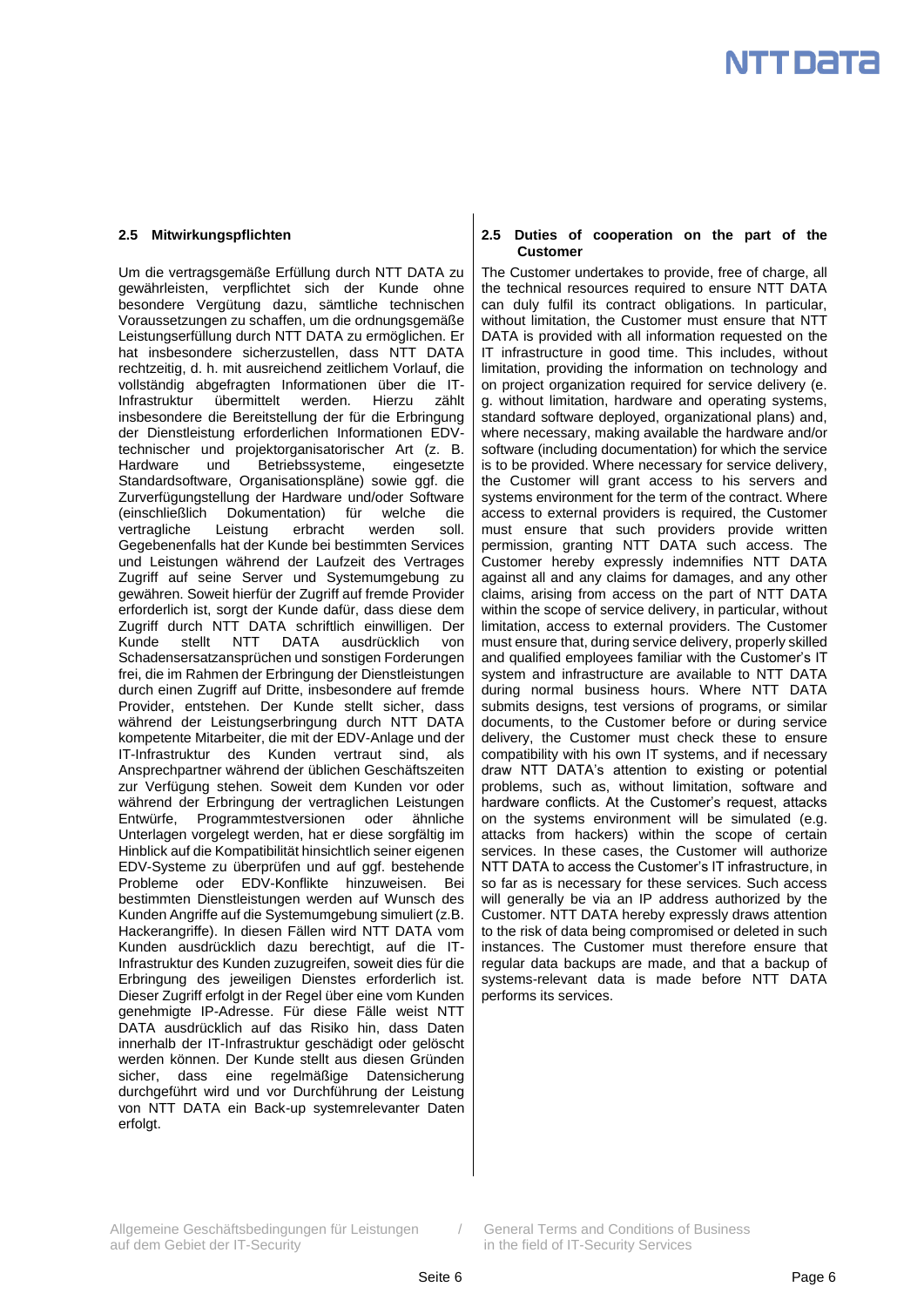### 2.5 Mitwirkungspflichten

Um die vertragsgemäße Erfüllung durch NTT DATA zu gewährleisten, verpflichtet sich der Kunde ohne besondere Vergütung dazu, sämtliche technischen Voraussetzungen zu schaffen, um die ordnungsgemäße Leistungserfüllung durch NTT DATA zu ermöglichen. Er hat insbesondere sicherzustellen, dass NTT DATA rechtzeitig, d. h. mit ausreichend zeitlichem Vorlauf, die vollständig abgefragten Informationen über die IT-Infrastruktur übermittelt werden. Hierzu zählt insbesondere die Bereitstellung der für die Erbringung der Dienstleistung erforderlichen Informationen EDV-technischer und projektorganisatorischer Art (z. B. Hardware und Betriebssysteme, eingesetzte Standardsoftware, Organisationspläne) sowie ggf. die Zurverfügungstellung der Hardware und/oder Software (einschließlich Dokumentation) für welche die vertragliche Leistung erbracht werden soll. Gegebenenfalls hat der Kunde bei bestimmten Services und Leistungen während der Laufzeit des Vertrages Zugriff auf seine Server und Systemumgebung zu gewähren. Soweit hierfür der Zugriff auf fremde Provider erforderlich ist, sorgt der Kunde dafür, dass diese dem Zugriff durch NTT DATA schriftlich einwilligen. Der Kunde stellt NTT DATA ausdrücklich von Schadensersatzansprüchen und sonstigen Forderungen frei, die im Rahmen der Erbringung der Dienstleistungen durch einen Zugriff auf Dritte, insbesondere auf fremde Provider, entstehen. Der Kunde stellt sicher, dass während der Leistungserbringung durch NTT DATA kompetente Mitarbeiter, die mit der EDV-Anlage und der IT-Infrastruktur des Kunden vertraut sind, als Ansprechpartner während der üblichen Geschäftszeiten zur Verfügung stehen. Soweit dem Kunden vor oder während der Erbringung der vertraglichen Leistungen Entwürfe, Programmtestversionen oder ähnliche Unterlagen vorgelegt werden, hat er diese sorgfältig im Hinblick auf die Kompatibilität hinsichtlich seiner eigenen EDV-Systeme zu überprüfen und auf ggf. bestehende Probleme oder EDV-Konflikte hinzuweisen. Bei bestimmten Dienstleistungen werden auf Wunsch des Kunden Angriffe auf die Systemumgebung simuliert (z.B. Hackerangriffe). In diesen Fällen wird NTT DATA vom Kunden ausdrücklich dazu berechtigt, auf die IT-Infrastruktur des Kunden zuzugreifen, soweit dies für die Erbringung des jeweiligen Dienstes erforderlich ist. Dieser Zugriff erfolgt in der Regel über eine vom Kunden genehmigte IP-Adresse. Für diese Fälle weist NTT DATA ausdrücklich auf das Risiko hin, dass Daten innerhalb der IT-Infrastruktur geschädigt oder gelöscht werden können. Der Kunde stellt aus diesen Gründen sicher, dass eine regelmäßige Datensicherung durchgeführt wird und vor Durchführung der Leistung von NTT DATA ein Back-up systemrelevanter Daten erfolgt.

### 2.5 Duties of cooperation on the part of the Customer

The Customer undertakes to provide, free of charge, all the technical resources required to ensure NTT DATA can duly fulfil its contract obligations. In particular, without limitation, the Customer must ensure that NTT DATA is provided with all information requested on the IT infrastructure in good time. This includes, without limitation, providing the information on technology and on project organization required for service delivery (e. g. without limitation, hardware and operating systems, standard software deployed, organizational plans) and, where necessary, making available the hardware and/or software (including documentation) for which the service is to be provided. Where necessary for service delivery, the Customer will grant access to his servers and systems environment for the term of the contract. Where access to external providers is required, the Customer must ensure that such providers provide written permission, granting NTT DATA such access. The Customer hereby expressly indemnifies NTT DATA against all and any claims for damages, and any other claims, arising from access on the part of NTT DATA within the scope of service delivery, in particular, without limitation, access to external providers. The Customer must ensure that, during service delivery, properly skilled and qualified employees familiar with the Customer's IT system and infrastructure are available to NTT DATA during normal business hours. Where NTT DATA submits designs, test versions of programs, or similar documents, to the Customer before or during service delivery, the Customer must check these to ensure compatibility with his own IT systems, and if necessary draw NTT DATA's attention to existing or potential problems, such as, without limitation, software and hardware conflicts. At the Customer's request, attacks on the systems environment will be simulated (e.g. attacks from hackers) within the scope of certain services. In these cases, the Customer will authorize NTT DATA to access the Customer's IT infrastructure, in so far as is necessary for these services. Such access will generally be via an IP address authorized by the Customer. NTT DATA hereby expressly draws attention to the risk of data being compromised or deleted in such instances. The Customer must therefore ensure that regular data backups are made, and that a backup of systems-relevant data is made before NTT DATA performs its services.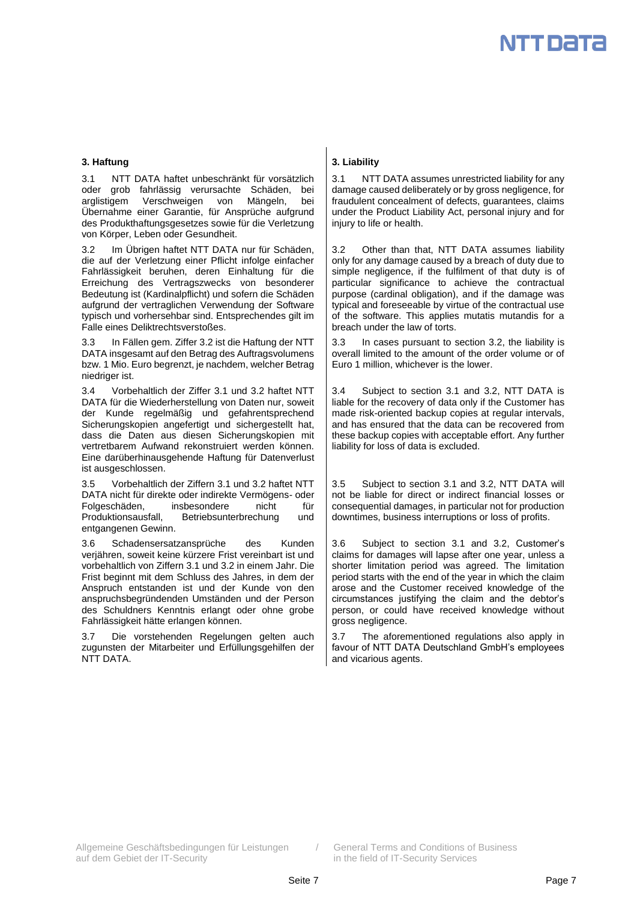### 3. Haftung

3.1 NTT DATA haftet unbeschränkt für vorsätzlich oder grob fahrlässig verursachte Schäden, bei arglistigem Verschweigen von Mängeln, bei Übernahme einer Garantie, für Ansprüche aufgrund des Produkthaftungsgesetzes sowie für die Verletzung von Körper, Leben oder Gesundheit.

3.2 Im Übrigen haftet NTT DATA nur für Schäden, die auf der Verletzung einer Pflicht infolge einfacher Fahrlässigkeit beruhen, deren Einhaltung für die Erreichung des Vertragszwecks von besonderer Bedeutung ist (Kardinalpflicht) und sofern die Schäden aufgrund der vertraglichen Verwendung der Software typisch und vorhersehbar sind. Entsprechendes gilt im Falle eines Deliktrechtsverstoßes.

3.3 In Fällen gem. Ziffer 3.2 ist die Haftung der NTT DATA insgesamt auf den Betrag des Auftragsvolumens bzw. 1 Mio. Euro begrenzt, je nachdem, welcher Betrag niedriger ist.

3.4 Vorbehaltlich der Ziffer 3.1 und 3.2 haftet NTT DATA für die Wiederherstellung von Daten nur, soweit der Kunde regelmäßig und gefahrentsprechend Sicherungskopien angefertigt und sichergestellt hat, dass die Daten aus diesen Sicherungskopien mit vertretbarem Aufwand rekonstruiert werden können. Eine darüberhinausgehende Haftung für Datenverlust ist ausgeschlossen.

3.5 Vorbehaltlich der Ziffern 3.1 und 3.2 haftet NTT DATA nicht für direkte oder indirekte Vermögens- oder Folgeschäden, insbesondere nicht für Produktionsausfall, Betriebsunterbrechung und entgangenen Gewinn.

3.6 Schadensersatzansprüche des Kunden verjähren, soweit keine kürzere Frist vereinbart ist und vorbehaltlich von Ziffern 3.1 und 3.2 in einem Jahr. Die Frist beginnt mit dem Schluss des Jahres, in dem der Anspruch entstanden ist und der Kunde von den anspruchsbegründenden Umständen und der Person des Schuldners Kenntnis erlangt oder ohne grobe Fahrlässigkeit hätte erlangen können.

3.7 Die vorstehenden Regelungen gelten auch zugunsten der Mitarbeiter und Erfüllungsgehilfen der NTT DATA.

### 3. Liability

3.1 NTT DATA assumes unrestricted liability for any damage caused deliberately or by gross negligence, for fraudulent concealment of defects, guarantees, claims under the Product Liability Act, personal injury and for injury to life or health.

3.2 Other than that, NTT DATA assumes liability only for any damage caused by a breach of duty due to simple negligence, if the fulfilment of that duty is of particular significance to achieve the contractual purpose (cardinal obligation), and if the damage was typical and foreseeable by virtue of the contractual use of the software. This applies mutatis mutandis for a breach under the law of torts.

3.3 In cases pursuant to section 3.2, the liability is overall limited to the amount of the order volume or of Euro 1 million, whichever is the lower.

3.4 Subject to section 3.1 and 3.2, NTT DATA is liable for the recovery of data only if the Customer has made risk-oriented backup copies at regular intervals, and has ensured that the data can be recovered from these backup copies with acceptable effort. Any further liability for loss of data is excluded.

3.5 Subject to section 3.1 and 3.2, NTT DATA will not be liable for direct or indirect financial losses or consequential damages, in particular not for production downtimes, business interruptions or loss of profits.

3.6 Subject to section 3.1 and 3.2, Customer's claims for damages will lapse after one year, unless a shorter limitation period was agreed. The limitation period starts with the end of the year in which the claim arose and the Customer received knowledge of the circumstances justifying the claim and the debtor's person, or could have received knowledge without gross negligence.

3.7 The aforementioned regulations also apply in favour of NTT DATA Deutschland GmbH's employees and vicarious agents.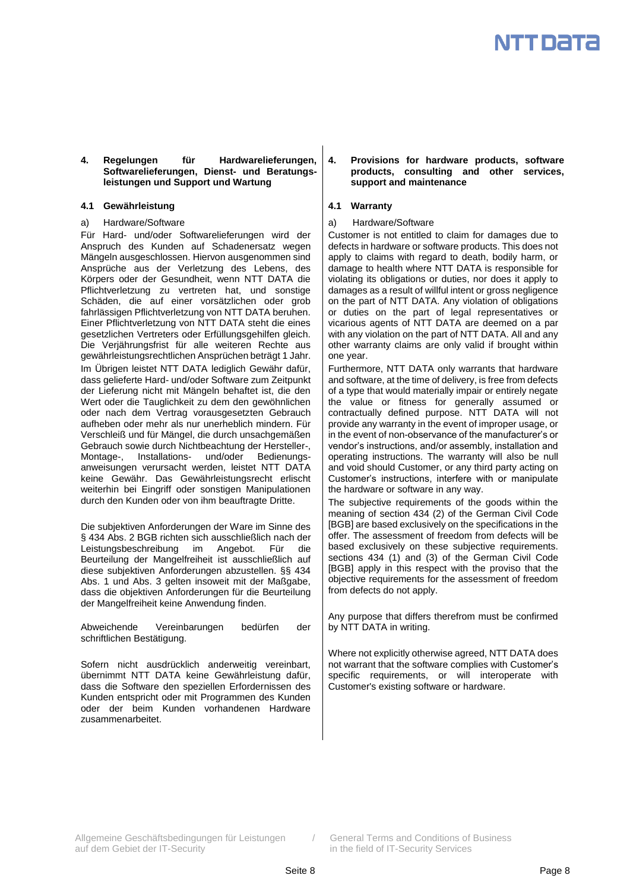**4. Regelungen für Hardwarelieferungen, Softwarelieferungen, Dienst- und Beratungsleistungen und Support und Wartung**

**4.1 Gewährleistung**

a) Hardware/Software

Für Hard- und/oder Softwarelieferungen wird der Anspruch des Kunden auf Schadenersatz wegen Mängeln ausgeschlossen. Hiervon ausgenommen sind Ansprüche aus der Verletzung des Lebens, des Körpers oder der Gesundheit, wenn NTT DATA die Pflichtverletzung zu vertreten hat, und sonstige Schäden, die auf einer vorsätzlichen oder grob fahrlässigen Pflichtverletzung von NTT DATA beruhen. Einer Pflichtverletzung von NTT DATA steht die eines gesetzlichen Vertreters oder Erfüllungsgehilfen gleich. Die Verjährungsfrist für alle weiteren Rechte aus gewährleistungsrechtlichen Ansprüchen beträgt 1 Jahr.

Im Übrigen leistet NTT DATA lediglich Gewähr dafür, dass gelieferte Hard- und/oder Software zum Zeitpunkt der Lieferung nicht mit Mängeln behaftet ist, die den Wert oder die Tauglichkeit zu dem den gewöhnlichen oder nach dem Vertrag vorausgesetzten Gebrauch aufheben oder mehr als nur unerheblich mindern. Für Verschleiß und für Mängel, die durch unsachgemäßen Gebrauch sowie durch Nichtbeachtung der Hersteller-, Montage-, Installations- und/oder Bedienungsanweisungen verursacht werden, leistet NTT DATA keine Gewähr. Das Gewährleistungsrecht erlischt weiterhin bei Eingriff oder sonstigen Manipulationen durch den Kunden oder von ihm beauftragte Dritte.

Die subjektiven Anforderungen der Ware im Sinne des § 434 Abs. 2 BGB richten sich ausschließlich nach der Leistungsbeschreibung im Angebot. Für die Beurteilung der Mangelfreiheit ist ausschließlich auf diese subjektiven Anforderungen abzustellen. §§ 434 Abs. 1 und Abs. 3 gelten insoweit mit der Maßgabe, dass die objektiven Anforderungen für die Beurteilung der Mangelfreiheit keine Anwendung finden.

Abweichende Vereinbarungen bedürfen der schriftlichen Bestätigung.

Sofern nicht ausdrücklich anderweitig vereinbart, übernimmt NTT DATA keine Gewährleistung dafür, dass die Software den speziellen Erfordernissen des Kunden entspricht oder mit Programmen des Kunden oder der beim Kunden vorhandenen Hardware zusammenarbeitet.

**4. Provisions for hardware products, software products, consulting and other services, support and maintenance**

**4.1 Warranty**

a) Hardware/Software

Customer is not entitled to claim for damages due to defects in hardware or software products. This does not apply to claims with regard to death, bodily harm, or damage to health where NTT DATA is responsible for violating its obligations or duties, nor does it apply to damages as a result of willful intent or gross negligence on the part of NTT DATA. Any violation of obligations or duties on the part of legal representatives or vicarious agents of NTT DATA are deemed on a par with any violation on the part of NTT DATA. All and any other warranty claims are only valid if brought within one year.

Furthermore, NTT DATA only warrants that hardware and software, at the time of delivery, is free from defects of a type that would materially impair or entirely negate the value or fitness for generally assumed or contractually defined purpose. NTT DATA will not provide any warranty in the event of improper usage, or in the event of non-observance of the manufacturer's or vendor's instructions, and/or assembly, installation and operating instructions. The warranty will also be null and void should Customer, or any third party acting on Customer's instructions, interfere with or manipulate the hardware or software in any way.

The subjective requirements of the goods within the meaning of section 434 (2) of the German Civil Code [BGB] are based exclusively on the specifications in the offer. The assessment of freedom from defects will be based exclusively on these subjective requirements. sections 434 (1) and (3) of the German Civil Code [BGB] apply in this respect with the proviso that the objective requirements for the assessment of freedom from defects do not apply.

Any purpose that differs therefrom must be confirmed by NTT DATA in writing.

Where not explicitly otherwise agreed, NTT DATA does not warrant that the software complies with Customer's specific requirements, or will interoperate with Customer's existing software or hardware.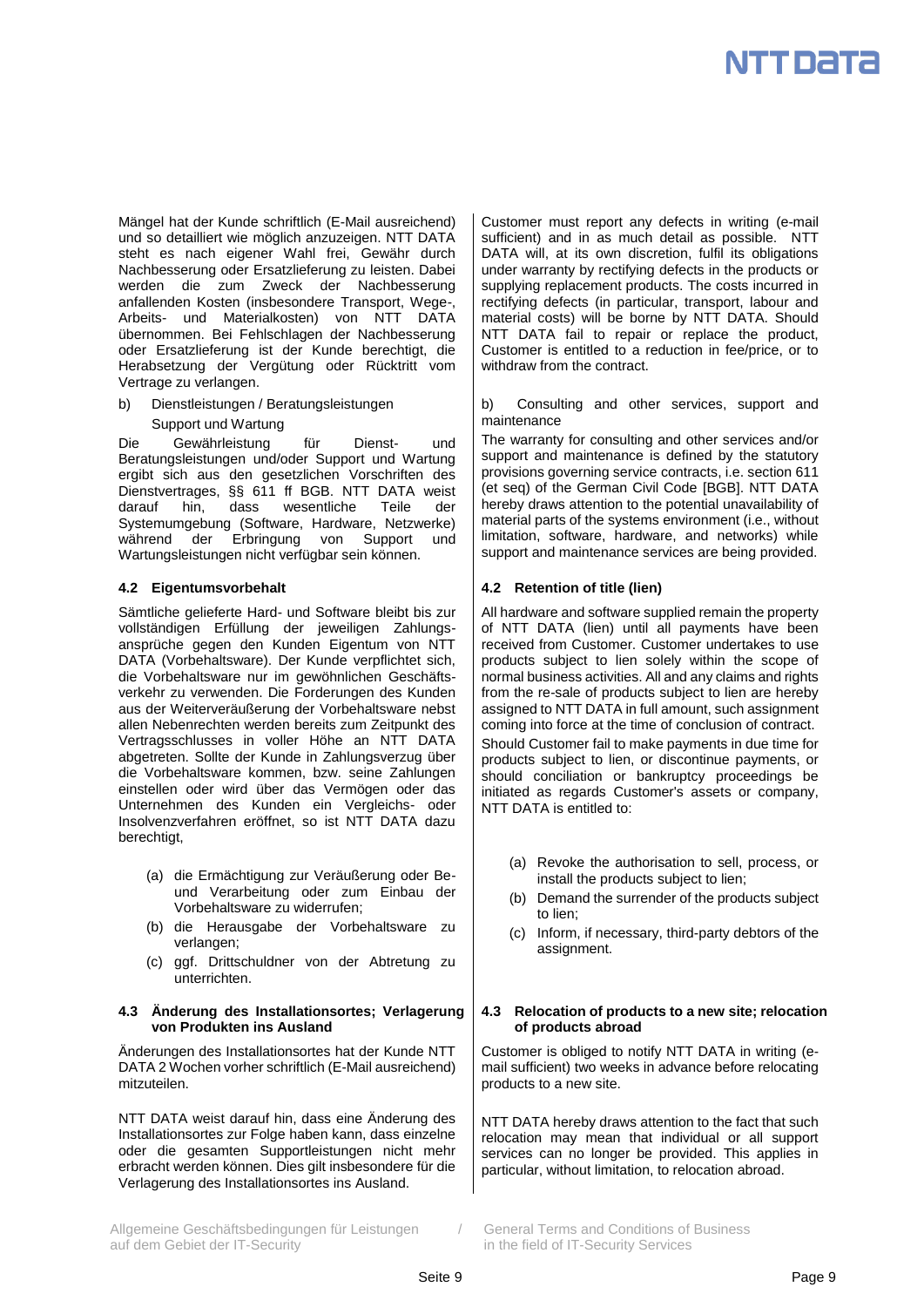Mängel hat der Kunde schriftlich (E-Mail ausreichend) und so detailliert wie möglich anzuzeigen. NTT DATA steht es nach eigener Wahl frei, Gewähr durch Nachbesserung oder Ersatzlieferung zu leisten. Dabei werden die zum Zweck der Nachbesserung anfallenden Kosten (insbesondere Transport, Wege-, Arbeits- und Materialkosten) von NTT DATA übernommen. Bei Fehlschlagen der Nachbesserung oder Ersatzlieferung ist der Kunde berechtigt, die Herabsetzung der Vergütung oder Rücktritt vom Vertrage zu verlangen.

b) Dienstleistungen / Beratungsleistungen Support und Wartung

Die Gewährleistung für Dienst- und Beratungsleistungen und/oder Support und Wartung ergibt sich aus den gesetzlichen Vorschriften des Dienstvertrages, §§ 611 ff BGB. NTT DATA weist darauf hin, dass wesentliche Teile der Systemumgebung (Software, Hardware, Netzwerke) während der Erbringung von Support und Wartungsleistungen nicht verfügbar sein können.

### 4.2 Eigentumsvorbehalt

Sämtliche gelieferte Hard- und Software bleibt bis zur vollständigen Erfüllung der jeweiligen Zahlungsansprüche gegen den Kunden Eigentum von NTT DATA (Vorbehaltsware). Der Kunde verpflichtet sich, die Vorbehaltsware nur im gewöhnlichen Geschäftsverkehr zu verwenden. Die Forderungen des Kunden aus der Weiterveräußerung der Vorbehaltsware nebst allen Nebenrechten werden bereits zum Zeitpunkt des Vertragsschlusses in voller Höhe an NTT DATA abgetreten. Sollte der Kunde in Zahlungsverzug über die Vorbehaltsware kommen, bzw. seine Zahlungen einstellen oder wird über das Vermögen oder das Unternehmen des Kunden ein Vergleichs- oder Insolvenzverfahren eröffnet, so ist NTT DATA dazu berechtigt,

(a) die Ermächtigung zur Veräußerung oder Be- und Verarbeitung oder zum Einbau der Vorbehaltsware zu widerrufen;
(b) die Herausgabe der Vorbehaltsware zu verlangen;
(c) ggf. Drittschuldner von der Abtretung zu unterrichten.

### 4.3 Änderung des Installationsortes; Verlagerung von Produkten ins Ausland

Änderungen des Installationsortes hat der Kunde NTT DATA 2 Wochen vorher schriftlich (E-Mail ausreichend) mitzuteilen.

NTT DATA weist darauf hin, dass eine Änderung des Installationsortes zur Folge haben kann, dass einzelne oder die gesamten Supportleistungen nicht mehr erbracht werden können. Dies gilt insbesondere für die Verlagerung des Installationsortes ins Ausland.

---

Customer must report any defects in writing (e-mail sufficient) and in as much detail as possible. NTT DATA will, at its own discretion, fulfil its obligations under warranty by rectifying defects in the products or supplying replacement products. The costs incurred in rectifying defects (in particular, transport, labour and material costs) will be borne by NTT DATA. Should NTT DATA fail to repair or replace the product, Customer is entitled to a reduction in fee/price, or to withdraw from the contract.

b) Consulting and other services, support and maintenance

The warranty for consulting and other services and/or support and maintenance is defined by the statutory provisions governing service contracts, i.e. section 611 (et seq) of the German Civil Code [BGB]. NTT DATA hereby draws attention to the potential unavailability of material parts of the systems environment (i.e., without limitation, software, hardware, and networks) while support and maintenance services are being provided.

### 4.2 Retention of title (lien)

All hardware and software supplied remain the property of NTT DATA (lien) until all payments have been received from Customer. Customer undertakes to use products subject to lien solely within the scope of normal business activities. All and any claims and rights from the re-sale of products subject to lien are hereby assigned to NTT DATA in full amount, such assignment coming into force at the time of conclusion of contract.

Should Customer fail to make payments in due time for products subject to lien, or discontinue payments, or should conciliation or bankruptcy proceedings be initiated as regards Customer's assets or company, NTT DATA is entitled to:

(a) Revoke the authorisation to sell, process, or install the products subject to lien;
(b) Demand the surrender of the products subject to lien;
(c) Inform, if necessary, third-party debtors of the assignment.

### 4.3 Relocation of products to a new site; relocation of products abroad

Customer is obliged to notify NTT DATA in writing (e-mail sufficient) two weeks in advance before relocating products to a new site.

NTT DATA hereby draws attention to the fact that such relocation may mean that individual or all support services can no longer be provided. This applies in particular, without limitation, to relocation abroad.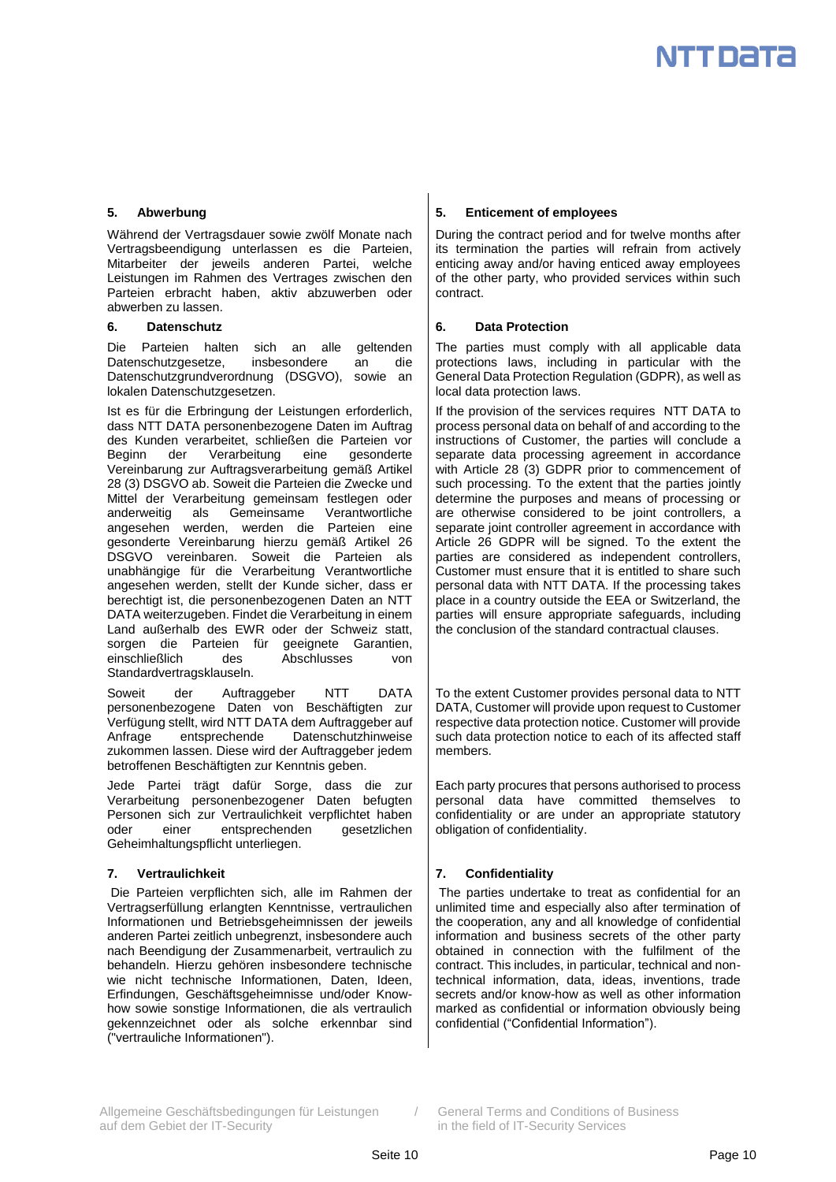## 5. Abwerbung

Während der Vertragsdauer sowie zwölf Monate nach Vertragsbeendigung unterlassen es die Parteien, Mitarbeiter der jeweils anderen Partei, welche Leistungen im Rahmen des Vertrages zwischen den Parteien erbracht haben, aktiv abzuwerben oder abwerben zu lassen.

## 6. Datenschutz

Die Parteien halten sich an alle geltenden Datenschutzgesetze, insbesondere an die Datenschutzgrundverordnung (DSGVO), sowie an lokalen Datenschutzgesetzen.

Ist es für die Erbringung der Leistungen erforderlich, dass NTT DATA personenbezogene Daten im Auftrag des Kunden verarbeitet, schließen die Parteien vor Beginn der Verarbeitung eine gesonderte Vereinbarung zur Auftragsverarbeitung gemäß Artikel 28 (3) DSGVO ab. Soweit die Parteien die Zwecke und Mittel der Verarbeitung gemeinsam festlegen oder anderweitig als Gemeinsame Verantwortliche angesehen werden, werden die Parteien eine gesonderte Vereinbarung hierzu gemäß Artikel 26 DSGVO vereinbaren. Soweit die Parteien als unabhängige für die Verarbeitung Verantwortliche angesehen werden, stellt der Kunde sicher, dass er berechtigt ist, die personenbezogenen Daten an NTT DATA weiterzugeben. Findet die Verarbeitung in einem Land außerhalb des EWR oder der Schweiz statt, sorgen die Parteien für geeignete Garantien, einschließlich des Abschlusses von Standardvertragsklauseln.

Soweit der Auftraggeber NTT DATA personenbezogene Daten von Beschäftigten zur Verfügung stellt, wird NTT DATA dem Auftraggeber auf Anfrage entsprechende Datenschutzhinweise zukommen lassen. Diese wird der Auftraggeber jedem betroffenen Beschäftigten zur Kenntnis geben.

Jede Partei trägt dafür Sorge, dass die zur Verarbeitung personenbezogener Daten befugten Personen sich zur Vertraulichkeit verpflichtet haben oder einer entsprechenden gesetzlichen Geheimhaltungspflicht unterliegen.

## 7. Vertraulichkeit

Die Parteien verpflichten sich, alle im Rahmen der Vertragserfüllung erlangten Kenntnisse, vertraulichen Informationen und Betriebsgeheimnissen der jeweils anderen Partei zeitlich unbegrenzt, insbesondere auch nach Beendigung der Zusammenarbeit, vertraulich zu behandeln. Hierzu gehören insbesondere technische wie nicht technische Informationen, Daten, Ideen, Erfindungen, Geschäftsgeheimnisse und/oder Know-how sowie sonstige Informationen, die als vertraulich gekennzeichnet oder als solche erkennbar sind ("vertrauliche Informationen").

## 5. Enticement of employees

During the contract period and for twelve months after its termination the parties will refrain from actively enticing away and/or having enticed away employees of the other party, who provided services within such contract.

## 6. Data Protection

The parties must comply with all applicable data protections laws, including in particular with the General Data Protection Regulation (GDPR), as well as local data protection laws.

If the provision of the services requires NTT DATA to process personal data on behalf of and according to the instructions of Customer, the parties will conclude a separate data processing agreement in accordance with Article 28 (3) GDPR prior to commencement of such processing. To the extent that the parties jointly determine the purposes and means of processing or are otherwise considered to be joint controllers, a separate joint controller agreement in accordance with Article 26 GDPR will be signed. To the extent the parties are considered as independent controllers, Customer must ensure that it is entitled to share such personal data with NTT DATA. If the processing takes place in a country outside the EEA or Switzerland, the parties will ensure appropriate safeguards, including the conclusion of the standard contractual clauses.

To the extent Customer provides personal data to NTT DATA, Customer will provide upon request to Customer respective data protection notice. Customer will provide such data protection notice to each of its affected staff members.

Each party procures that persons authorised to process personal data have committed themselves to confidentiality or are under an appropriate statutory obligation of confidentiality.

## 7. Confidentiality

The parties undertake to treat as confidential for an unlimited time and especially also after termination of the cooperation, any and all knowledge of confidential information and business secrets of the other party obtained in connection with the fulfilment of the contract. This includes, in particular, technical and non-technical information, data, ideas, inventions, trade secrets and/or know-how as well as other information marked as confidential or information obviously being confidential ("Confidential Information").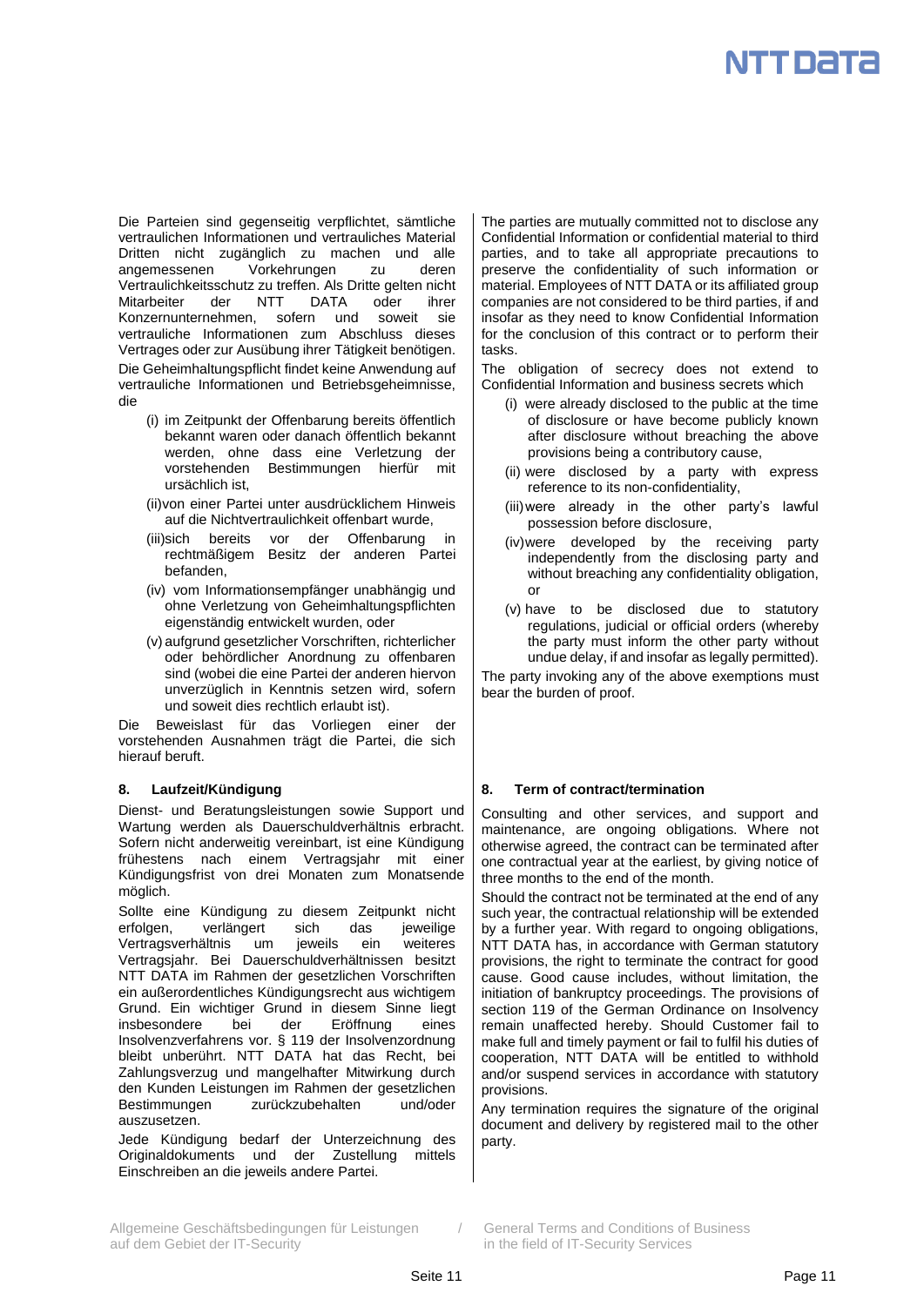Die Parteien sind gegenseitig verpflichtet, sämtliche vertraulichen Informationen und vertrauliches Material Dritten nicht zugänglich zu machen und alle angemessenen Vorkehrungen zu deren Vertraulichkeitsschutz zu treffen. Als Dritte gelten nicht Mitarbeiter der NTT DATA oder ihrer Konzernunternehmen, sofern und soweit sie vertrauliche Informationen zum Abschluss dieses Vertrages oder zur Ausübung ihrer Tätigkeit benötigen.

Die Geheimhaltungspflicht findet keine Anwendung auf vertrauliche Informationen und Betriebsgeheimnisse, die

(i) im Zeitpunkt der Offenbarung bereits öffentlich bekannt waren oder danach öffentlich bekannt werden, ohne dass eine Verletzung der vorstehenden Bestimmungen hierfür mit ursächlich ist,

(ii) von einer Partei unter ausdrücklichem Hinweis auf die Nichtvertraulichkeit offenbart wurde,

(iii) sich bereits vor der Offenbarung in rechtmäßigem Besitz der anderen Partei befanden,

(iv) vom Informationsempfänger unabhängig und ohne Verletzung von Geheimhaltungspflichten eigenständig entwickelt wurden, oder

(v) aufgrund gesetzlicher Vorschriften, richterlicher oder behördlicher Anordnung zu offenbaren sind (wobei die eine Partei der anderen hiervon unverzüglich in Kenntnis setzen wird, sofern und soweit dies rechtlich erlaubt ist).

Die Beweislast für das Vorliegen einer der vorstehenden Ausnahmen trägt die Partei, die sich hierauf beruft.

The parties are mutually committed not to disclose any Confidential Information or confidential material to third parties, and to take all appropriate precautions to preserve the confidentiality of such information or material. Employees of NTT DATA or its affiliated group companies are not considered to be third parties, if and insofar as they need to know Confidential Information for the conclusion of this contract or to perform their tasks.

The obligation of secrecy does not extend to Confidential Information and business secrets which

(i) were already disclosed to the public at the time of disclosure or have become publicly known after disclosure without breaching the above provisions being a contributory cause,

(ii) were disclosed by a party with express reference to its non-confidentiality,

(iii) were already in the other party's lawful possession before disclosure,

(iv) were developed by the receiving party independently from the disclosing party and without breaching any confidentiality obligation, or

(v) have to be disclosed due to statutory regulations, judicial or official orders (whereby the party must inform the other party without undue delay, if and insofar as legally permitted).

The party invoking any of the above exemptions must bear the burden of proof.

## 8. Laufzeit/Kündigung

Dienst- und Beratungsleistungen sowie Support und Wartung werden als Dauerschuldverhältnis erbracht. Sofern nicht anderweitig vereinbart, ist eine Kündigung frühestens nach einem Vertragsjahr mit einer Kündigungsfrist von drei Monaten zum Monatsende möglich.

Sollte eine Kündigung zu diesem Zeitpunkt nicht erfolgen, verlängert sich das jeweilige Vertragsverhältnis um jeweils ein weiteres Vertragsjahr. Bei Dauerschuldverhältnissen besitzt NTT DATA im Rahmen der gesetzlichen Vorschriften ein außerordentliches Kündigungsrecht aus wichtigem Grund. Ein wichtiger Grund in diesem Sinne liegt insbesondere bei der Eröffnung eines Insolvenzverfahrens vor. § 119 der Insolvenzordnung bleibt unberührt. NTT DATA hat das Recht, bei Zahlungsverzug und mangelhafter Mitwirkung durch den Kunden Leistungen im Rahmen der gesetzlichen Bestimmungen zurückzubehalten und/oder auszusetzen.

Jede Kündigung bedarf der Unterzeichnung des Originaldokuments und der Zustellung mittels Einschreiben an die jeweils andere Partei.

## 8. Term of contract/termination

Consulting and other services, and support and maintenance, are ongoing obligations. Where not otherwise agreed, the contract can be terminated after one contractual year at the earliest, by giving notice of three months to the end of the month.

Should the contract not be terminated at the end of any such year, the contractual relationship will be extended by a further year. With regard to ongoing obligations, NTT DATA has, in accordance with German statutory provisions, the right to terminate the contract for good cause. Good cause includes, without limitation, the initiation of bankruptcy proceedings. The provisions of section 119 of the German Ordinance on Insolvency remain unaffected hereby. Should Customer fail to make full and timely payment or fail to fulfil his duties of cooperation, NTT DATA will be entitled to withhold and/or suspend services in accordance with statutory provisions.

Any termination requires the signature of the original document and delivery by registered mail to the other party.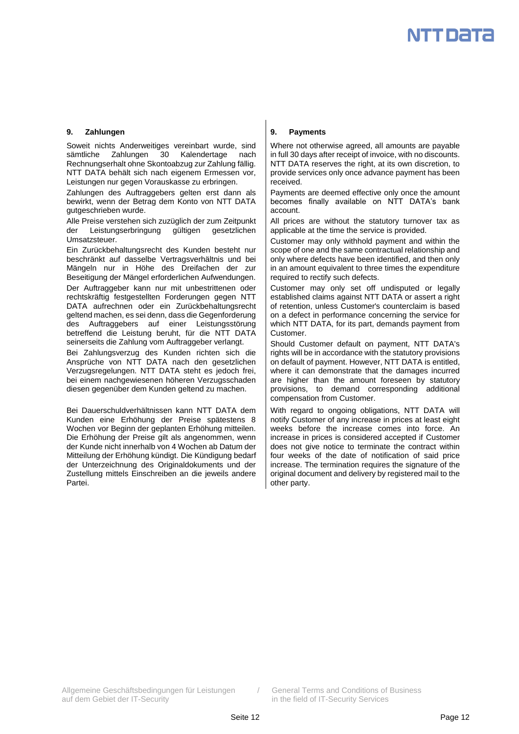## 9. Zahlungen

Soweit nichts Anderweitiges vereinbart wurde, sind sämtliche Zahlungen 30 Kalendertage nach Rechnungserhalt ohne Skontoabzug zur Zahlung fällig. NTT DATA behält sich nach eigenem Ermessen vor, Leistungen nur gegen Vorauskasse zu erbringen.

Zahlungen des Auftraggebers gelten erst dann als bewirkt, wenn der Betrag dem Konto von NTT DATA gutgeschrieben wurde.

Alle Preise verstehen sich zuzüglich der zum Zeitpunkt der Leistungserbringung gültigen gesetzlichen Umsatzsteuer.

Ein Zurückbehaltungsrecht des Kunden besteht nur beschränkt auf dasselbe Vertragsverhältnis und bei Mängeln nur in Höhe des Dreifachen der zur Beseitigung der Mängel erforderlichen Aufwendungen.

Der Auftraggeber kann nur mit unbestrittenen oder rechtskräftig festgestellten Forderungen gegen NTT DATA aufrechnen oder ein Zurückbehaltungsrecht geltend machen, es sei denn, dass die Gegenforderung des Auftraggebers auf einer Leistungsstörung betreffend die Leistung beruht, für die NTT DATA seinerseits die Zahlung vom Auftraggeber verlangt.

Bei Zahlungsverzug des Kunden richten sich die Ansprüche von NTT DATA nach den gesetzlichen Verzugsregelungen. NTT DATA steht es jedoch frei, bei einem nachgewiesenen höheren Verzugsschaden diesen gegenüber dem Kunden geltend zu machen.

Bei Dauerschuldverhältnissen kann NTT DATA dem Kunden eine Erhöhung der Preise spätestens 8 Wochen vor Beginn der geplanten Erhöhung mitteilen. Die Erhöhung der Preise gilt als angenommen, wenn der Kunde nicht innerhalb von 4 Wochen ab Datum der Mitteilung der Erhöhung kündigt. Die Kündigung bedarf der Unterzeichnung des Originaldokuments und der Zustellung mittels Einschreiben an die jeweils andere Partei.

## 9. Payments

Where not otherwise agreed, all amounts are payable in full 30 days after receipt of invoice, with no discounts. NTT DATA reserves the right, at its own discretion, to provide services only once advance payment has been received.

Payments are deemed effective only once the amount becomes finally available on NTT DATA's bank account.

All prices are without the statutory turnover tax as applicable at the time the service is provided.

Customer may only withhold payment and within the scope of one and the same contractual relationship and only where defects have been identified, and then only in an amount equivalent to three times the expenditure required to rectify such defects.

Customer may only set off undisputed or legally established claims against NTT DATA or assert a right of retention, unless Customer's counterclaim is based on a defect in performance concerning the service for which NTT DATA, for its part, demands payment from Customer.

Should Customer default on payment, NTT DATA's rights will be in accordance with the statutory provisions on default of payment. However, NTT DATA is entitled, where it can demonstrate that the damages incurred are higher than the amount foreseen by statutory provisions, to demand corresponding additional compensation from Customer.

With regard to ongoing obligations, NTT DATA will notify Customer of any increase in prices at least eight weeks before the increase comes into force. An increase in prices is considered accepted if Customer does not give notice to terminate the contract within four weeks of the date of notification of said price increase. The termination requires the signature of the original document and delivery by registered mail to the other party.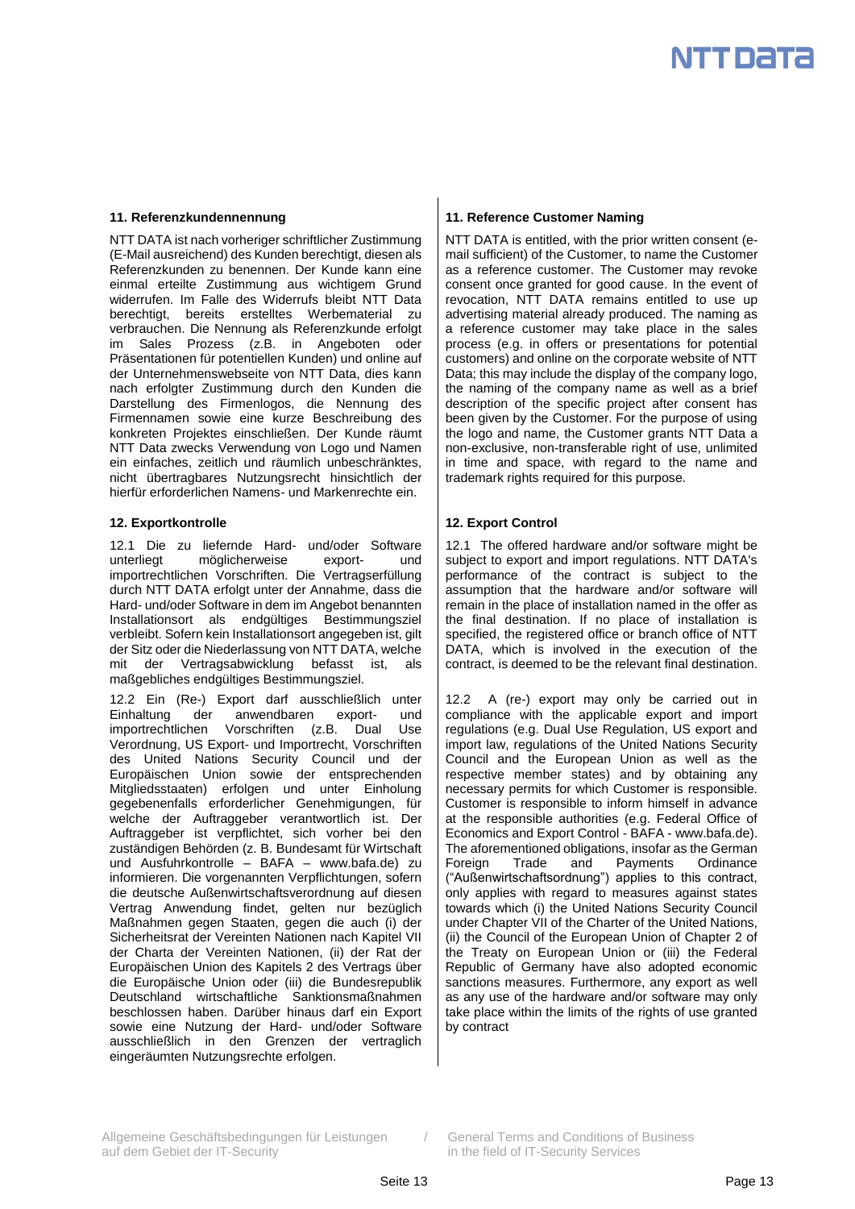## 11. Referenzkundennennung

NTT DATA ist nach vorheriger schriftlicher Zustimmung (E-Mail ausreichend) des Kunden berechtigt, diesen als Referenzkunden zu benennen. Der Kunde kann eine einmal erteilte Zustimmung aus wichtigem Grund widerrufen. Im Falle des Widerrufs bleibt NTT Data berechtigt, bereits erstelltes Werbematerial zu verbrauchen. Die Nennung als Referenzkunde erfolgt im Sales Prozess (z.B. in Angeboten oder Präsentationen für potentiellen Kunden) und online auf der Unternehmenswebseite von NTT Data, dies kann nach erfolgter Zustimmung durch den Kunden die Darstellung des Firmenlogos, die Nennung des Firmennamen sowie eine kurze Beschreibung des konkreten Projektes einschließen. Der Kunde räumt NTT Data zwecks Verwendung von Logo und Namen ein einfaches, zeitlich und räumlich unbeschränktes, nicht übertragbares Nutzungsrecht hinsichtlich der hierfür erforderlichen Namens- und Markenrechte ein.

## 12. Exportkontrolle

12.1 Die zu liefernde Hard- und/oder Software unterliegt möglicherweise export- und importrechtlichen Vorschriften. Die Vertragserfüllung durch NTT DATA erfolgt unter der Annahme, dass die Hard- und/oder Software in dem im Angebot benannten Installationsort als endgültiges Bestimmungsziel verbleibt. Sofern kein Installationsort angegeben ist, gilt der Sitz oder die Niederlassung von NTT DATA, welche mit der Vertragsabwicklung befasst ist, als maßgebliches endgültiges Bestimmungsziel.

12.2 Ein (Re-) Export darf ausschließlich unter Einhaltung der anwendbaren export- und importrechtlichen Vorschriften (z.B. Dual Use Verordnung, US Export- und Importrecht, Vorschriften des United Nations Security Council und der Europäischen Union sowie der entsprechenden Mitgliedsstaaten) erfolgen und unter Einholung gegebenenfalls erforderlicher Genehmigungen, für welche der Auftraggeber verantwortlich ist. Der Auftraggeber ist verpflichtet, sich vorher bei den zuständigen Behörden (z. B. Bundesamt für Wirtschaft und Ausfuhrkontrolle – BAFA – www.bafa.de) zu informieren. Die vorgenannten Verpflichtungen, sofern die deutsche Außenwirtschaftsverordnung auf diesen Vertrag Anwendung findet, gelten nur bezüglich Maßnahmen gegen Staaten, gegen die auch (i) der Sicherheitsrat der Vereinten Nationen nach Kapitel VII der Charta der Vereinten Nationen, (ii) der Rat der Europäischen Union des Kapitels 2 des Vertrags über die Europäische Union oder (iii) die Bundesrepublik Deutschland wirtschaftliche Sanktionsmaßnahmen beschlossen haben. Darüber hinaus darf ein Export sowie eine Nutzung der Hard- und/oder Software ausschließlich in den Grenzen der vertraglich eingeräumten Nutzungsrechte erfolgen.

## 11. Reference Customer Naming

NTT DATA is entitled, with the prior written consent (e-mail sufficient) of the Customer, to name the Customer as a reference customer. The Customer may revoke consent once granted for good cause. In the event of revocation, NTT DATA remains entitled to use up advertising material already produced. The naming as a reference customer may take place in the sales process (e.g. in offers or presentations for potential customers) and online on the corporate website of NTT Data; this may include the display of the company logo, the naming of the company name as well as a brief description of the specific project after consent has been given by the Customer. For the purpose of using the logo and name, the Customer grants NTT Data a non-exclusive, non-transferable right of use, unlimited in time and space, with regard to the name and trademark rights required for this purpose.

## 12. Export Control

12.1 The offered hardware and/or software might be subject to export and import regulations. NTT DATA's performance of the contract is subject to the assumption that the hardware and/or software will remain in the place of installation named in the offer as the final destination. If no place of installation is specified, the registered office or branch office of NTT DATA, which is involved in the execution of the contract, is deemed to be the relevant final destination.

12.2 A (re-) export may only be carried out in compliance with the applicable export and import regulations (e.g. Dual Use Regulation, US export and import law, regulations of the United Nations Security Council and the European Union as well as the respective member states) and by obtaining any necessary permits for which Customer is responsible. Customer is responsible to inform himself in advance at the responsible authorities (e.g. Federal Office of Economics and Export Control - BAFA - www.bafa.de). The aforementioned obligations, insofar as the German Foreign Trade and Payments Ordinance ("Außenwirtschaftsordnung") applies to this contract, only applies with regard to measures against states towards which (i) the United Nations Security Council under Chapter VII of the Charter of the United Nations, (ii) the Council of the European Union of Chapter 2 of the Treaty on European Union or (iii) the Federal Republic of Germany have also adopted economic sanctions measures. Furthermore, any export as well as any use of the hardware and/or software may only take place within the limits of the rights of use granted by contract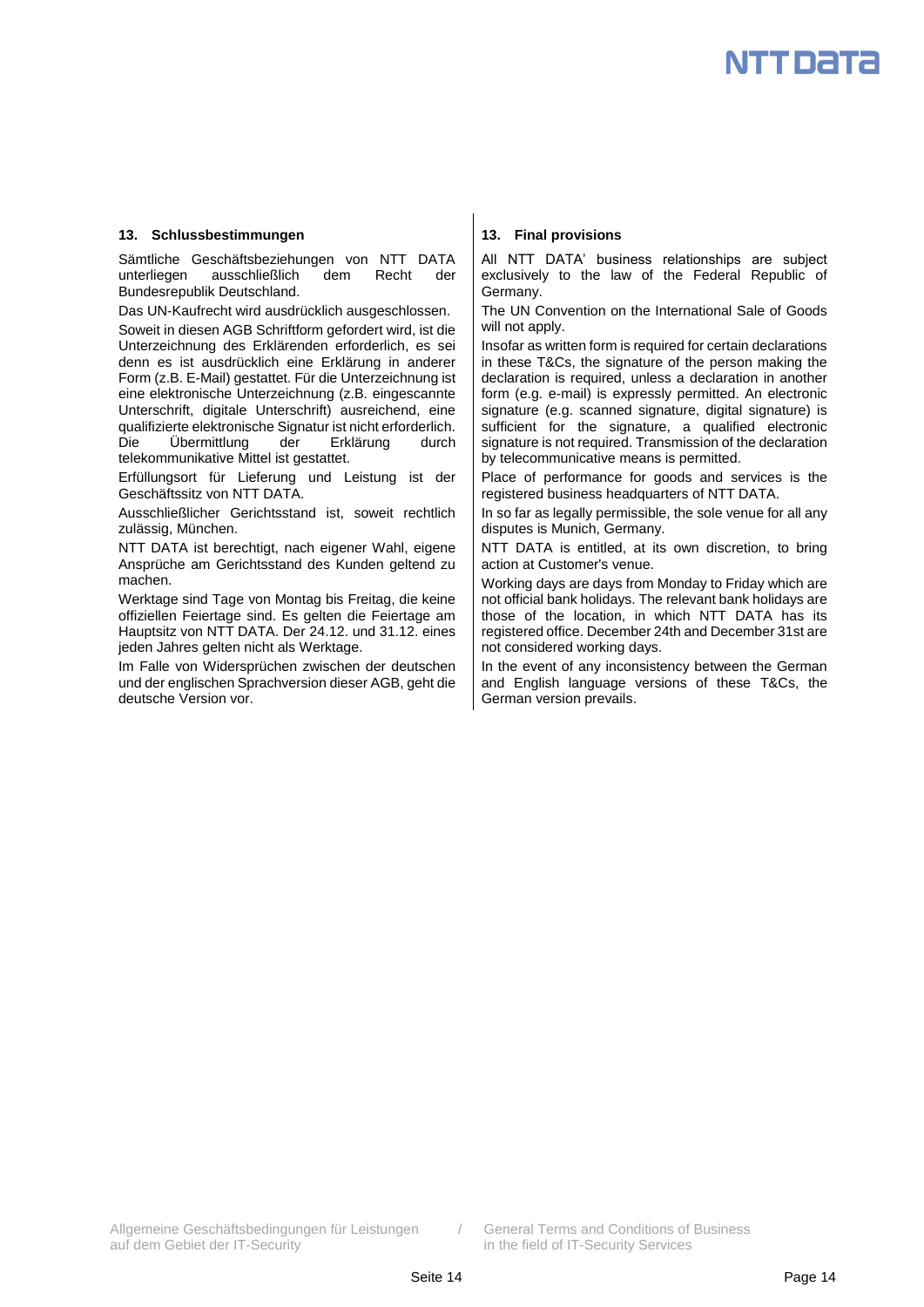## 13. Schlussbestimmungen

Sämtliche Geschäftsbeziehungen von NTT DATA unterliegen ausschließlich dem Recht der Bundesrepublik Deutschland.

Das UN-Kaufrecht wird ausdrücklich ausgeschlossen.

Soweit in diesen AGB Schriftform gefordert wird, ist die Unterzeichnung des Erklärenden erforderlich, es sei denn es ist ausdrücklich eine Erklärung in anderer Form (z.B. E-Mail) gestattet. Für die Unterzeichnung ist eine elektronische Unterzeichnung (z.B. eingescannte Unterschrift, digitale Unterschrift) ausreichend, eine qualifizierte elektronische Signatur ist nicht erforderlich. Die Übermittlung der Erklärung durch telekommunikative Mittel ist gestattet.

Erfüllungsort für Lieferung und Leistung ist der Geschäftssitz von NTT DATA.

Ausschließlicher Gerichtsstand ist, soweit rechtlich zulässig, München.

NTT DATA ist berechtigt, nach eigener Wahl, eigene Ansprüche am Gerichtsstand des Kunden geltend zu machen.

Werktage sind Tage von Montag bis Freitag, die keine offiziellen Feiertage sind. Es gelten die Feiertage am Hauptsitz von NTT DATA. Der 24.12. und 31.12. eines jeden Jahres gelten nicht als Werktage.

Im Falle von Widersprüchen zwischen der deutschen und der englischen Sprachversion dieser AGB, geht die deutsche Version vor.

## 13. Final provisions

All NTT DATA' business relationships are subject exclusively to the law of the Federal Republic of Germany.

The UN Convention on the International Sale of Goods will not apply.

Insofar as written form is required for certain declarations in these T&Cs, the signature of the person making the declaration is required, unless a declaration in another form (e.g. e-mail) is expressly permitted. An electronic signature (e.g. scanned signature, digital signature) is sufficient for the signature, a qualified electronic signature is not required. Transmission of the declaration by telecommunicative means is permitted.

Place of performance for goods and services is the registered business headquarters of NTT DATA.

In so far as legally permissible, the sole venue for all any disputes is Munich, Germany.

NTT DATA is entitled, at its own discretion, to bring action at Customer's venue.

Working days are days from Monday to Friday which are not official bank holidays. The relevant bank holidays are those of the location, in which NTT DATA has its registered office. December 24th and December 31st are not considered working days.

In the event of any inconsistency between the German and English language versions of these T&Cs, the German version prevails.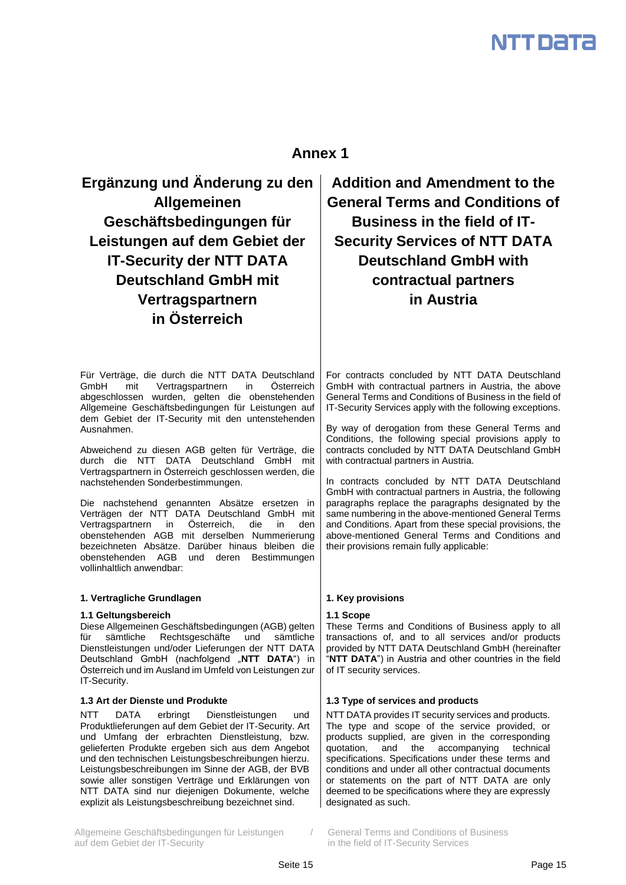# Annex 1

## Ergänzung und Änderung zu den Allgemeinen Geschäftsbedingungen für Leistungen auf dem Gebiet der IT-Security der NTT DATA Deutschland GmbH mit Vertragspartnern in Österreich

Für Verträge, die durch die NTT DATA Deutschland GmbH mit Vertragspartnern in Österreich abgeschlossen wurden, gelten die obenstehenden Allgemeine Geschäftsbedingungen für Leistungen auf dem Gebiet der IT-Security mit den untenstehenden Ausnahmen.

Abweichend zu diesen AGB gelten für Verträge, die durch die NTT DATA Deutschland GmbH mit Vertragspartnern in Österreich geschlossen werden, die nachstehenden Sonderbestimmungen.

Die nachstehend genannten Absätze ersetzen in Verträgen der NTT DATA Deutschland GmbH mit Vertragspartnern in Österreich, die in den obenstehenden AGB mit derselben Nummerierung bezeichneten Absätze. Darüber hinaus bleiben die obenstehenden AGB und deren Bestimmungen vollinhaltlich anwendbar:

### 1. Vertragliche Grundlagen

**1.1 Geltungsbereich**
Diese Allgemeinen Geschäftsbedingungen (AGB) gelten für sämtliche Rechtsgeschäfte und sämtliche Dienstleistungen und/oder Lieferungen der NTT DATA Deutschland GmbH (nachfolgend „**NTT DATA**“) in Österreich und im Ausland im Umfeld von Leistungen zur IT-Security.

**1.3 Art der Dienste und Produkte**
NTT DATA erbringt Dienstleistungen und Produktlieferungen auf dem Gebiet der IT-Security. Art und Umfang der erbrachten Dienstleistung, bzw. gelieferten Produkte ergeben sich aus dem Angebot und den technischen Leistungsbeschreibungen hierzu. Leistungsbeschreibungen im Sinne der AGB, der BVB sowie aller sonstigen Verträge und Erklärungen von NTT DATA sind nur diejenigen Dokumente, welche explizit als Leistungsbeschreibung bezeichnet sind.

## Addition and Amendment to the General Terms and Conditions of Business in the field of IT-Security Services of NTT DATA Deutschland GmbH with contractual partners in Austria

For contracts concluded by NTT DATA Deutschland GmbH with contractual partners in Austria, the above General Terms and Conditions of Business in the field of IT-Security Services apply with the following exceptions.

By way of derogation from these General Terms and Conditions, the following special provisions apply to contracts concluded by NTT DATA Deutschland GmbH with contractual partners in Austria.

In contracts concluded by NTT DATA Deutschland GmbH with contractual partners in Austria, the following paragraphs replace the paragraphs designated by the same numbering in the above-mentioned General Terms and Conditions. Apart from these special provisions, the above-mentioned General Terms and Conditions and their provisions remain fully applicable:

### 1. Key provisions

**1.1 Scope**
These Terms and Conditions of Business apply to all transactions of, and to all services and/or products provided by NTT DATA Deutschland GmbH (hereinafter "**NTT DATA**") in Austria and other countries in the field of IT security services.

**1.3 Type of services and products**
NTT DATA provides IT security services and products. The type and scope of the service provided, or products supplied, are given in the corresponding quotation, and the accompanying technical specifications. Specifications under these terms and conditions and under all other contractual documents or statements on the part of NTT DATA are only deemed to be specifications where they are expressly designated as such.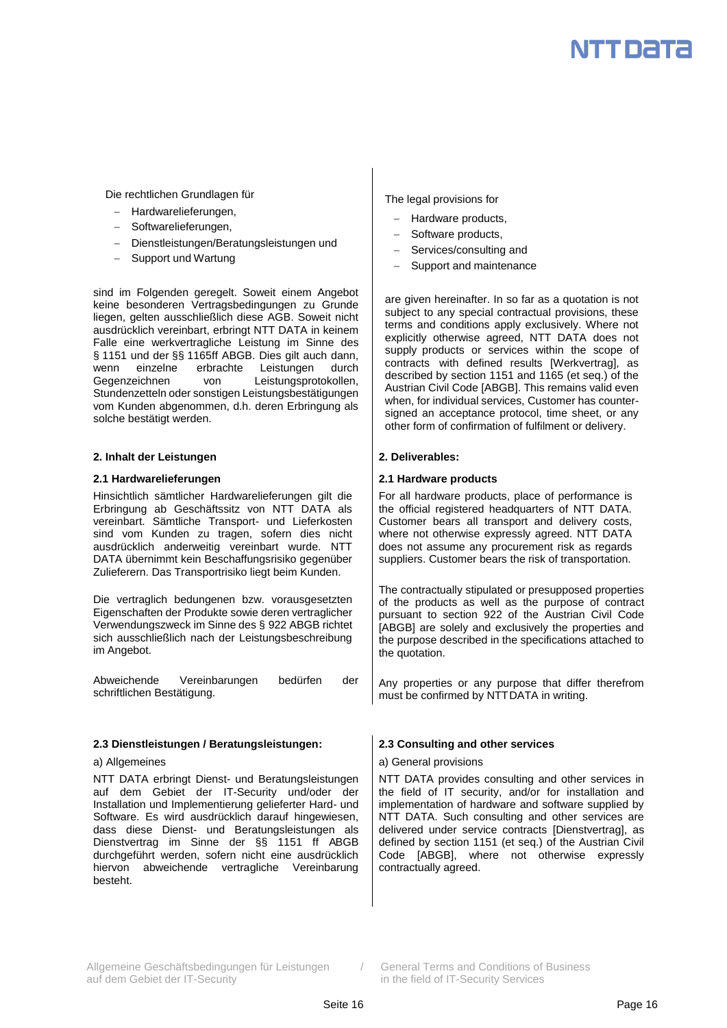Die rechtlichen Grundlagen für

- Hardwarelieferungen,
- Softwarelieferungen,
- Dienstleistungen/Beratungsleistungen und
- Support und Wartung

sind im Folgenden geregelt. Soweit einem Angebot keine besonderen Vertragsbedingungen zu Grunde liegen, gelten ausschließlich diese AGB. Soweit nicht ausdrücklich vereinbart, erbringt NTT DATA in keinem Falle eine werkvertragliche Leistung im Sinne des § 1151 und der §§ 1165ff ABGB. Dies gilt auch dann, wenn einzelne erbrachte Leistungen durch Gegenzeichnen von Leistungsprotokollen, Stundenzetteln oder sonstigen Leistungsbestätigungen vom Kunden abgenommen, d.h. deren Erbringung als solche bestätigt werden.

The legal provisions for

- Hardware products,
- Software products,
- Services/consulting and
- Support and maintenance

are given hereinafter. In so far as a quotation is not subject to any special contractual provisions, these terms and conditions apply exclusively. Where not explicitly otherwise agreed, NTT DATA does not supply products or services within the scope of contracts with defined results [Werkvertrag], as described by section 1151 and 1165 (et seq.) of the Austrian Civil Code [ABGB]. This remains valid even when, for individual services, Customer has counter-signed an acceptance protocol, time sheet, or any other form of confirmation of fulfilment or delivery.

## 2. Inhalt der Leistungen

### 2.1 Hardwarelieferungen

Hinsichtlich sämtlicher Hardwarelieferungen gilt die Erbringung ab Geschäftssitz von NTT DATA als vereinbart. Sämtliche Transport- und Lieferkosten sind vom Kunden zu tragen, sofern dies nicht ausdrücklich anderweitig vereinbart wurde. NTT DATA übernimmt kein Beschaffungsrisiko gegenüber Zulieferern. Das Transportrisiko liegt beim Kunden.

Die vertraglich bedungenen bzw. vorausgesetzten Eigenschaften der Produkte sowie deren vertraglicher Verwendungszweck im Sinne des § 922 ABGB richtet sich ausschließlich nach der Leistungsbeschreibung im Angebot.

Abweichende Vereinbarungen bedürfen der schriftlichen Bestätigung.

### 2.3 Dienstleistungen / Beratungsleistungen:

a) Allgemeines

NTT DATA erbringt Dienst- und Beratungsleistungen auf dem Gebiet der IT-Security und/oder der Installation und Implementierung gelieferter Hard- und Software. Es wird ausdrücklich darauf hingewiesen, dass diese Dienst- und Beratungsleistungen als Dienstvertrag im Sinne der §§ 1151 ff ABGB durchgeführt werden, sofern nicht eine ausdrücklich hiervon abweichende vertragliche Vereinbarung besteht.

## 2. Deliverables:

### 2.1 Hardware products

For all hardware products, place of performance is the official registered headquarters of NTT DATA. Customer bears all transport and delivery costs, where not otherwise expressly agreed. NTT DATA does not assume any procurement risk as regards suppliers. Customer bears the risk of transportation.

The contractually stipulated or presupposed properties of the products as well as the purpose of contract pursuant to section 922 of the Austrian Civil Code [ABGB] are solely and exclusively the properties and the purpose described in the specifications attached to the quotation.

Any properties or any purpose that differ therefrom must be confirmed by NTT DATA in writing.

### 2.3 Consulting and other services

a) General provisions

NTT DATA provides consulting and other services in the field of IT security, and/or for installation and implementation of hardware and software supplied by NTT DATA. Such consulting and other services are delivered under service contracts [Dienstvertrag], as defined by section 1151 (et seq.) of the Austrian Civil Code [ABGB], where not otherwise expressly contractually agreed.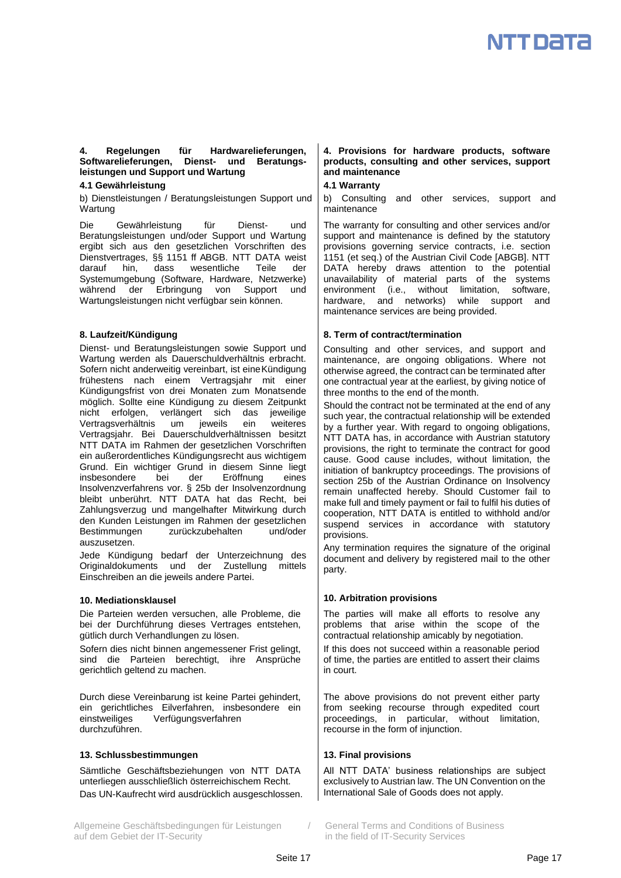**4. Regelungen für Hardwarelieferungen, Softwarelieferungen, Dienst- und Beratungsleistungen und Support und Wartung**

**4.1 Gewährleistung**

b) Dienstleistungen / Beratungsleistungen Support und Wartung

Die Gewährleistung für Dienst- und Beratungsleistungen und/oder Support und Wartung ergibt sich aus den gesetzlichen Vorschriften des Dienstvertrages, §§ 1151 ff ABGB. NTT DATA weist darauf hin, dass wesentliche Teile der Systemumgebung (Software, Hardware, Netzwerke) während der Erbringung von Support und Wartungsleistungen nicht verfügbar sein können.

**8. Laufzeit/Kündigung**

Dienst- und Beratungsleistungen sowie Support und Wartung werden als Dauerschuldverhältnis erbracht. Sofern nicht anderweitig vereinbart, ist eine Kündigung frühestens nach einem Vertragsjahr mit einer Kündigungsfrist von drei Monaten zum Monatsende möglich. Sollte eine Kündigung zu diesem Zeitpunkt nicht erfolgen, verlängert sich das jeweilige Vertragsverhältnis um jeweils ein weiteres Vertragsjahr. Bei Dauerschuldverhältnissen besitzt NTT DATA im Rahmen der gesetzlichen Vorschriften ein außerordentliches Kündigungsrecht aus wichtigem Grund. Ein wichtiger Grund in diesem Sinne liegt insbesondere bei der Eröffnung eines Insolvenzverfahrens vor. § 25b der Insolvenzordnung bleibt unberührt. NTT DATA hat das Recht, bei Zahlungsverzug und mangelhafter Mitwirkung durch den Kunden Leistungen im Rahmen der gesetzlichen Bestimmungen zurückzubehalten und/oder auszusetzen.

Jede Kündigung bedarf der Unterzeichnung des Originaldokuments und der Zustellung mittels Einschreiben an die jeweils andere Partei.

**10. Mediationsklausel**

Die Parteien werden versuchen, alle Probleme, die bei der Durchführung dieses Vertrages entstehen, gütlich durch Verhandlungen zu lösen.

Sofern dies nicht binnen angemessener Frist gelingt, sind die Parteien berechtigt, ihre Ansprüche gerichtlich geltend zu machen.

Durch diese Vereinbarung ist keine Partei gehindert, ein gerichtliches Eilverfahren, insbesondere ein einstweiliges Verfügungsverfahren durchzuführen.

**13. Schlussbestimmungen**

Sämtliche Geschäftsbeziehungen von NTT DATA unterliegen ausschließlich österreichischem Recht. Das UN-Kaufrecht wird ausdrücklich ausgeschlossen.

**4. Provisions for hardware products, software products, consulting and other services, support and maintenance**

**4.1 Warranty**

b) Consulting and other services, support and maintenance

The warranty for consulting and other services and/or support and maintenance is defined by the statutory provisions governing service contracts, i.e. section 1151 (et seq.) of the Austrian Civil Code [ABGB]. NTT DATA hereby draws attention to the potential unavailability of material parts of the systems environment (i.e., without limitation, software, hardware, and networks) while support and maintenance services are being provided.

**8. Term of contract/termination**

Consulting and other services, and support and maintenance, are ongoing obligations. Where not otherwise agreed, the contract can be terminated after one contractual year at the earliest, by giving notice of three months to the end of the month.

Should the contract not be terminated at the end of any such year, the contractual relationship will be extended by a further year. With regard to ongoing obligations, NTT DATA has, in accordance with Austrian statutory provisions, the right to terminate the contract for good cause. Good cause includes, without limitation, the initiation of bankruptcy proceedings. The provisions of section 25b of the Austrian Ordinance on Insolvency remain unaffected hereby. Should Customer fail to make full and timely payment or fail to fulfil his duties of cooperation, NTT DATA is entitled to withhold and/or suspend services in accordance with statutory provisions.

Any termination requires the signature of the original document and delivery by registered mail to the other party.

**10. Arbitration provisions**

The parties will make all efforts to resolve any problems that arise within the scope of the contractual relationship amicably by negotiation.

If this does not succeed within a reasonable period of time, the parties are entitled to assert their claims in court.

The above provisions do not prevent either party from seeking recourse through expedited court proceedings, in particular, without limitation, recourse in the form of injunction.

**13. Final provisions**

All NTT DATA' business relationships are subject exclusively to Austrian law. The UN Convention on the International Sale of Goods does not apply.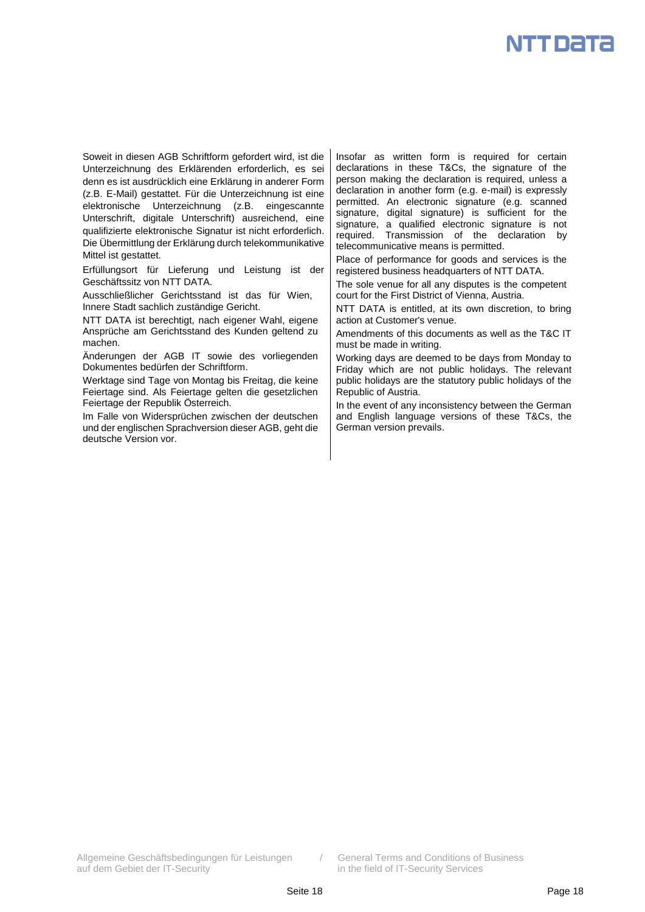Soweit in diesen AGB Schriftform gefordert wird, ist die Unterzeichnung des Erklärenden erforderlich, es sei denn es ist ausdrücklich eine Erklärung in anderer Form (z.B. E-Mail) gestattet. Für die Unterzeichnung ist eine elektronische Unterzeichnung (z.B. eingescannte Unterschrift, digitale Unterschrift) ausreichend, eine qualifizierte elektronische Signatur ist nicht erforderlich. Die Übermittlung der Erklärung durch telekommunikative Mittel ist gestattet.

Erfüllungsort für Lieferung und Leistung ist der Geschäftssitz von NTT DATA.

Ausschließlicher Gerichtsstand ist das für Wien, Innere Stadt sachlich zuständige Gericht.

NTT DATA ist berechtigt, nach eigener Wahl, eigene Ansprüche am Gerichtsstand des Kunden geltend zu machen.

Änderungen der AGB IT sowie des vorliegenden Dokumentes bedürfen der Schriftform.

Werktage sind Tage von Montag bis Freitag, die keine Feiertage sind. Als Feiertage gelten die gesetzlichen Feiertage der Republik Österreich.

Im Falle von Widersprüchen zwischen der deutschen und der englischen Sprachversion dieser AGB, geht die deutsche Version vor.

Insofar as written form is required for certain declarations in these T&Cs, the signature of the person making the declaration is required, unless a declaration in another form (e.g. e-mail) is expressly permitted. An electronic signature (e.g. scanned signature, digital signature) is sufficient for the signature, a qualified electronic signature is not required. Transmission of the declaration by telecommunicative means is permitted.

Place of performance for goods and services is the registered business headquarters of NTT DATA.

The sole venue for all any disputes is the competent court for the First District of Vienna, Austria.

NTT DATA is entitled, at its own discretion, to bring action at Customer's venue.

Amendments of this documents as well as the T&C IT must be made in writing.

Working days are deemed to be days from Monday to Friday which are not public holidays. The relevant public holidays are the statutory public holidays of the Republic of Austria.

In the event of any inconsistency between the German and English language versions of these T&Cs, the German version prevails.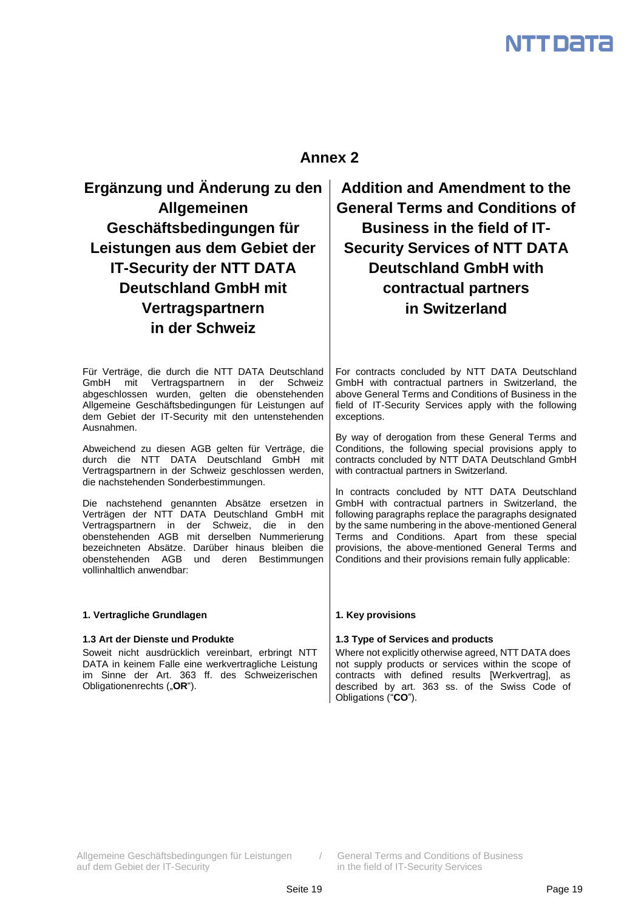## Annex 2

### Ergänzung und Änderung zu den Allgemeinen Geschäftsbedingungen für Leistungen aus dem Gebiet der IT-Security der NTT DATA Deutschland GmbH mit Vertragspartnern in der Schweiz

Für Verträge, die durch die NTT DATA Deutschland GmbH mit Vertragspartnern in der Schweiz abgeschlossen wurden, gelten die obenstehenden Allgemeine Geschäftsbedingungen für Leistungen auf dem Gebiet der IT-Security mit den untenstehenden Ausnahmen.

Abweichend zu diesen AGB gelten für Verträge, die durch die NTT DATA Deutschland GmbH mit Vertragspartnern in der Schweiz geschlossen werden, die nachstehenden Sonderbestimmungen.

Die nachstehend genannten Absätze ersetzen in Verträgen der NTT DATA Deutschland GmbH mit Vertragspartnern in der Schweiz, die in den obenstehenden AGB mit derselben Nummerierung bezeichneten Absätze. Darüber hinaus bleiben die obenstehenden AGB und deren Bestimmungen vollinhaltlich anwendbar:

**1. Vertragliche Grundlagen**

**1.3 Art der Dienste und Produkte**

Soweit nicht ausdrücklich vereinbart, erbringt NTT DATA in keinem Falle eine werkvertragliche Leistung im Sinne der Art. 363 ff. des Schweizerischen Obligationenrechts („**OR**“).

### Addition and Amendment to the General Terms and Conditions of Business in the field of IT-Security Services of NTT DATA Deutschland GmbH with contractual partners in Switzerland

For contracts concluded by NTT DATA Deutschland GmbH with contractual partners in Switzerland, the above General Terms and Conditions of Business in the field of IT-Security Services apply with the following exceptions.

By way of derogation from these General Terms and Conditions, the following special provisions apply to contracts concluded by NTT DATA Deutschland GmbH with contractual partners in Switzerland.

In contracts concluded by NTT DATA Deutschland GmbH with contractual partners in Switzerland, the following paragraphs replace the paragraphs designated by the same numbering in the above-mentioned General Terms and Conditions. Apart from these special provisions, the above-mentioned General Terms and Conditions and their provisions remain fully applicable:

**1. Key provisions**

**1.3 Type of Services and products**

Where not explicitly otherwise agreed, NTT DATA does not supply products or services within the scope of contracts with defined results [Werkvertrag], as described by art. 363 ss. of the Swiss Code of Obligations (“**CO**”).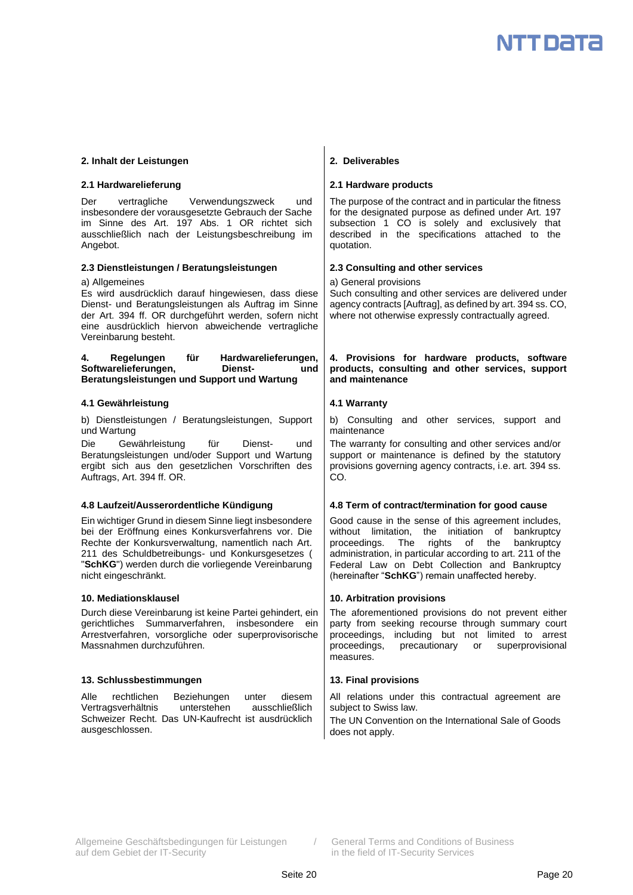## 2. Inhalt der Leistungen

### 2.1 Hardwarelieferung

Der vertragliche Verwendungszweck und insbesondere der vorausgesetzte Gebrauch der Sache im Sinne des Art. 197 Abs. 1 OR richtet sich ausschließlich nach der Leistungsbeschreibung im Angebot.

### 2.3 Dienstleistungen / Beratungsleistungen

a) Allgemeines

Es wird ausdrücklich darauf hingewiesen, dass diese Dienst- und Beratungsleistungen als Auftrag im Sinne der Art. 394 ff. OR durchgeführt werden, sofern nicht eine ausdrücklich hiervon abweichende vertragliche Vereinbarung besteht.

## 4. Regelungen für Hardwarelieferungen, Softwarelieferungen, Dienst- und Beratungsleistungen und Support und Wartung

### 4.1 Gewährleistung

b) Dienstleistungen / Beratungsleistungen, Support und Wartung

Die Gewährleistung für Dienst- und Beratungsleistungen und/oder Support und Wartung ergibt sich aus den gesetzlichen Vorschriften des Auftrags, Art. 394 ff. OR.

### 4.8 Laufzeit/Ausserordentliche Kündigung

Ein wichtiger Grund in diesem Sinne liegt insbesondere bei der Eröffnung eines Konkursverfahrens vor. Die Rechte der Konkursverwaltung, namentlich nach Art. 211 des Schuldbetreibungs- und Konkursgesetzes ("**SchKG**") werden durch die vorliegende Vereinbarung nicht eingeschränkt.

## 10. Mediationsklausel

Durch diese Vereinbarung ist keine Partei gehindert, ein gerichtliches Summarverfahren, insbesondere ein Arrestverfahren, vorsorgliche oder superprovisorische Massnahmen durchzuführen.

## 13. Schlussbestimmungen

Alle rechtlichen Beziehungen unter diesem Vertragsverhältnis unterstehen ausschließlich Schweizer Recht. Das UN-Kaufrecht ist ausdrücklich ausgeschlossen.

---

## 2. Deliverables

### 2.1 Hardware products

The purpose of the contract and in particular the fitness for the designated purpose as defined under Art. 197 subsection 1 CO is solely and exclusively that described in the specifications attached to the quotation.

### 2.3 Consulting and other services

a) General provisions

Such consulting and other services are delivered under agency contracts [Auftrag], as defined by art. 394 ss. CO, where not otherwise expressly contractually agreed.

## 4. Provisions for hardware products, software products, consulting and other services, support and maintenance

### 4.1 Warranty

b) Consulting and other services, support and maintenance

The warranty for consulting and other services and/or support or maintenance is defined by the statutory provisions governing agency contracts, i.e. art. 394 ss. CO.

### 4.8 Term of contract/termination for good cause

Good cause in the sense of this agreement includes, without limitation, the initiation of bankruptcy proceedings. The rights of the bankruptcy administration, in particular according to art. 211 of the Federal Law on Debt Collection and Bankruptcy (hereinafter "**SchKG**") remain unaffected hereby.

## 10. Arbitration provisions

The aforementioned provisions do not prevent either party from seeking recourse through summary court proceedings, including but not limited to arrest proceedings, precautionary or superprovisional measures.

## 13. Final provisions

All relations under this contractual agreement are subject to Swiss law.

The UN Convention on the International Sale of Goods does not apply.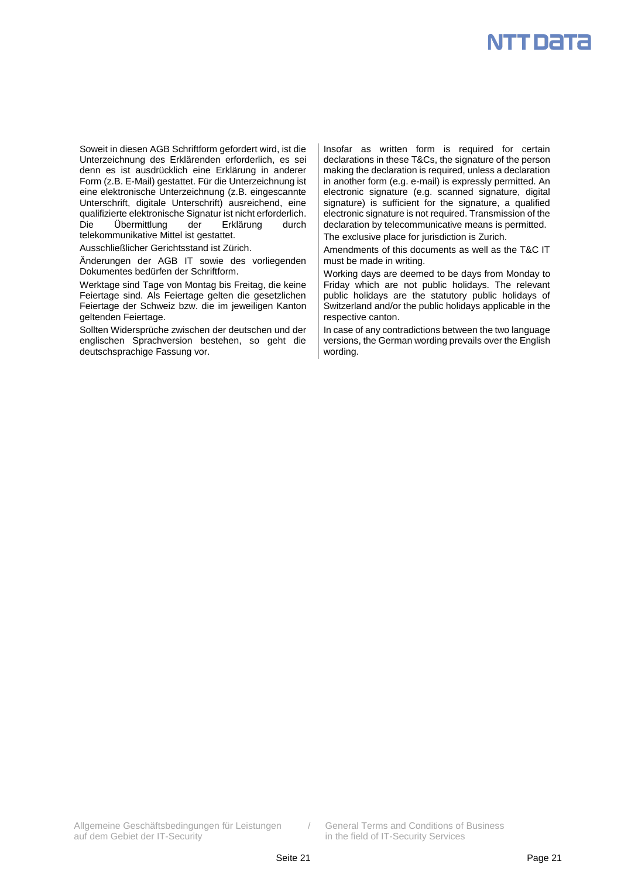Soweit in diesen AGB Schriftform gefordert wird, ist die Unterzeichnung des Erklärenden erforderlich, es sei denn es ist ausdrücklich eine Erklärung in anderer Form (z.B. E-Mail) gestattet. Für die Unterzeichnung ist eine elektronische Unterzeichnung (z.B. eingescannte Unterschrift, digitale Unterschrift) ausreichend, eine qualifizierte elektronische Signatur ist nicht erforderlich. Die Übermittlung der Erklärung durch telekommunikative Mittel ist gestattet.

Ausschließlicher Gerichtsstand ist Zürich.

Änderungen der AGB IT sowie des vorliegenden Dokumentes bedürfen der Schriftform.

Werktage sind Tage von Montag bis Freitag, die keine Feiertage sind. Als Feiertage gelten die gesetzlichen Feiertage der Schweiz bzw. die im jeweiligen Kanton geltenden Feiertage.

Sollten Widersprüche zwischen der deutschen und der englischen Sprachversion bestehen, so geht die deutschsprachige Fassung vor.

Insofar as written form is required for certain declarations in these T&Cs, the signature of the person making the declaration is required, unless a declaration in another form (e.g. e-mail) is expressly permitted. An electronic signature (e.g. scanned signature, digital signature) is sufficient for the signature, a qualified electronic signature is not required. Transmission of the declaration by telecommunicative means is permitted.

The exclusive place for jurisdiction is Zurich.

Amendments of this documents as well as the T&C IT must be made in writing.

Working days are deemed to be days from Monday to Friday which are not public holidays. The relevant public holidays are the statutory public holidays of Switzerland and/or the public holidays applicable in the respective canton.

In case of any contradictions between the two language versions, the German wording prevails over the English wording.